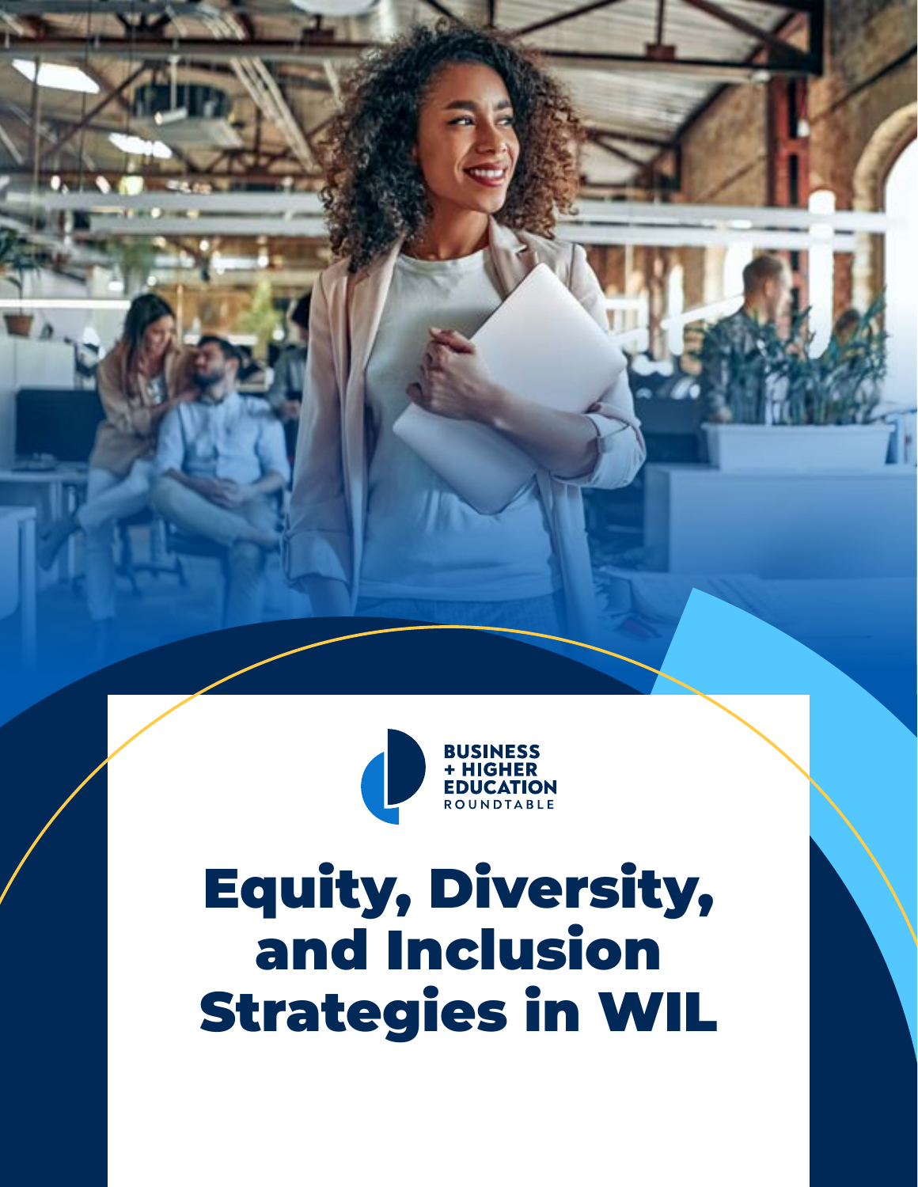BUSINESS + HIGHER EDUCATION ROUNDTABLE

# Equity, Diversity, and Inclusion Strategies in WIL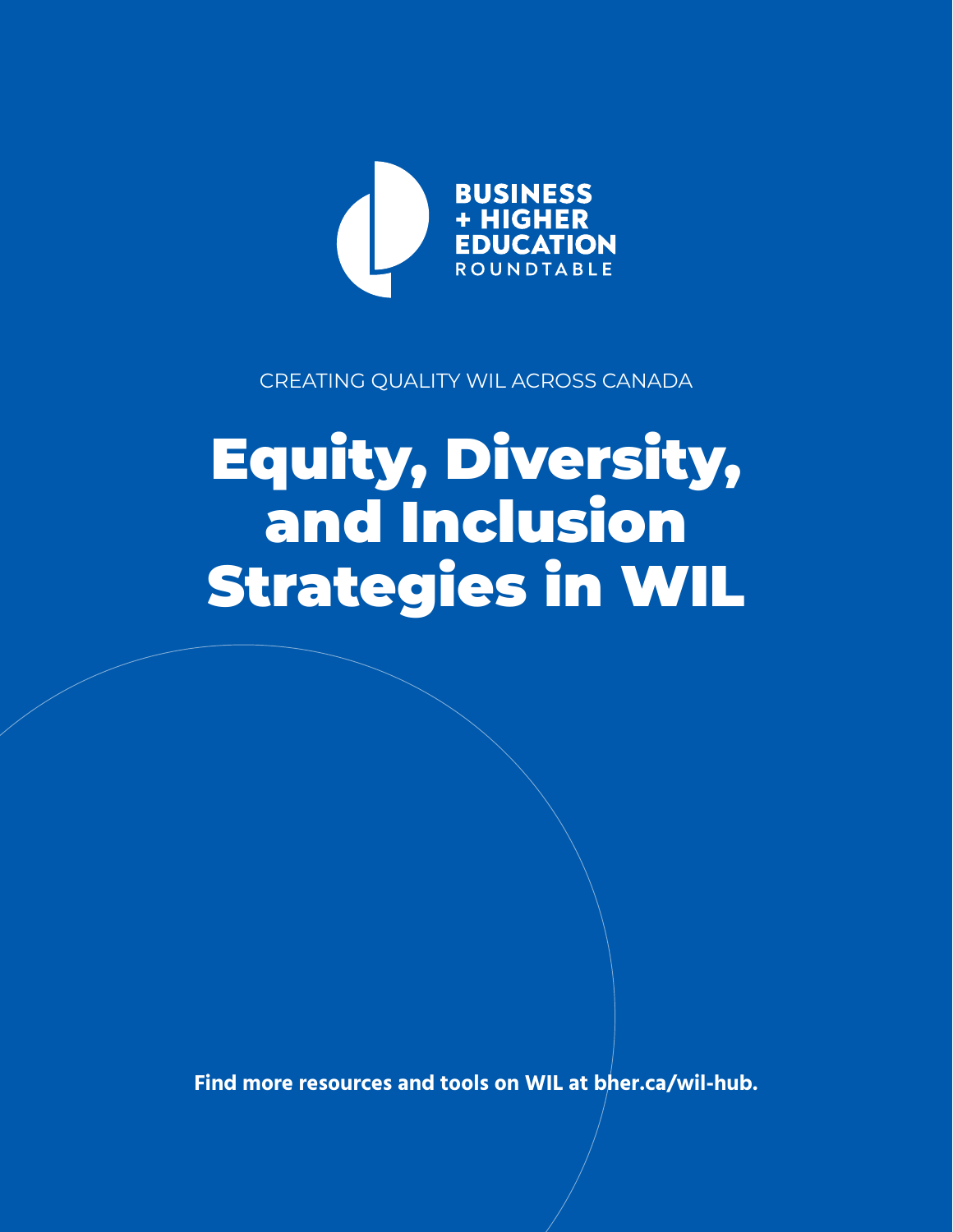BUSINESS
+ HIGHER
EDUCATION
ROUNDTABLE

CREATING QUALITY WIL ACROSS CANADA

# Equity, Diversity, and Inclusion Strategies in WIL

**Find more resources and tools on WIL at bher.ca/wil-hub.**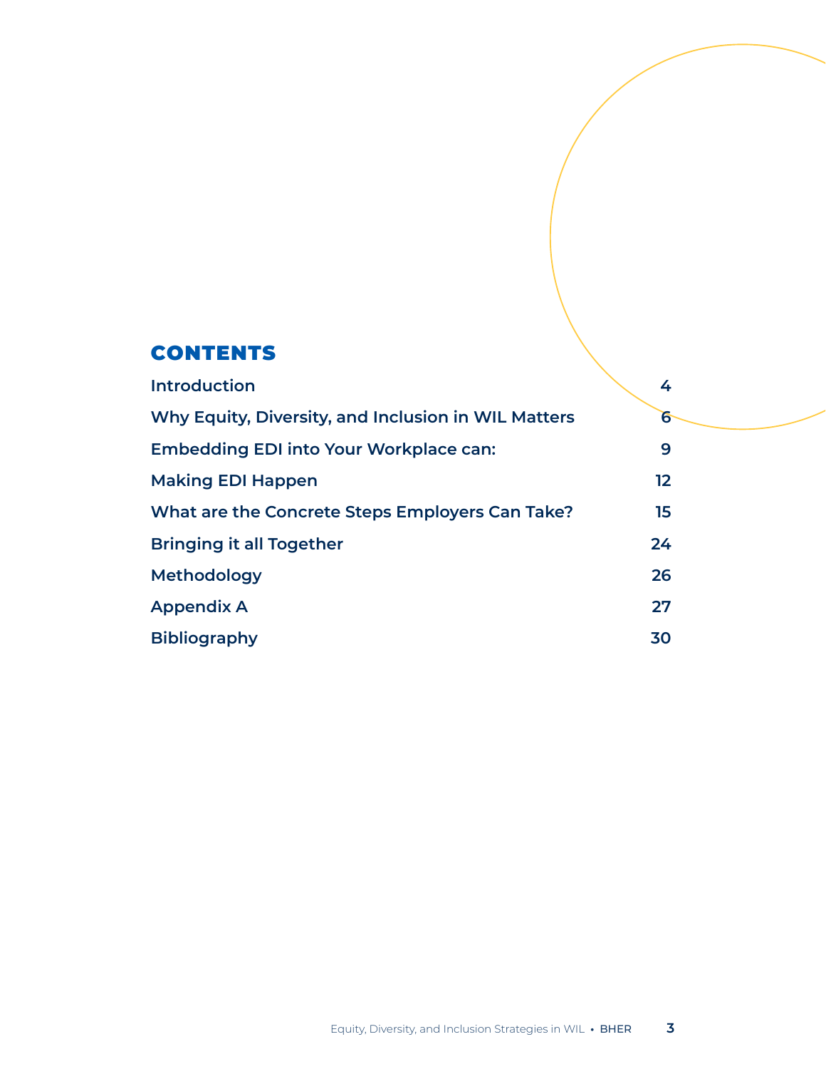# CONTENTS

| | |
|---|---|
| Introduction | 4 |
| Why Equity, Diversity, and Inclusion in WIL Matters | 6 |
| Embedding EDI into Your Workplace can: | 9 |
| Making EDI Happen | 12 |
| What are the Concrete Steps Employers Can Take? | 15 |
| Bringing it all Together | 24 |
| Methodology | 26 |
| Appendix A | 27 |
| Bibliography | 30 |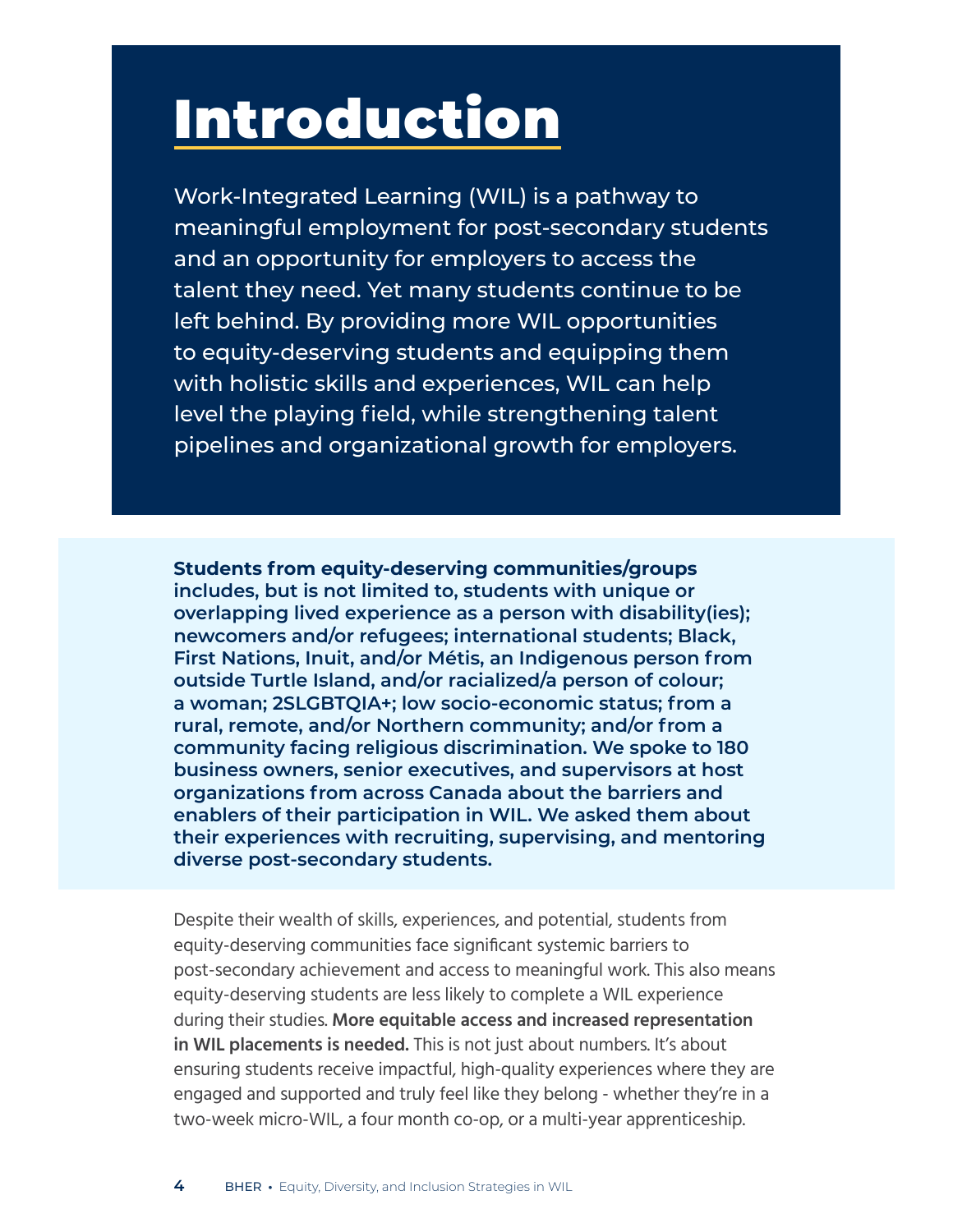# Introduction

Work-Integrated Learning (WIL) is a pathway to meaningful employment for post-secondary students and an opportunity for employers to access the talent they need. Yet many students continue to be left behind. By providing more WIL opportunities to equity-deserving students and equipping them with holistic skills and experiences, WIL can help level the playing field, while strengthening talent pipelines and organizational growth for employers.

**Students from equity-deserving communities/groups includes, but is not limited to, students with unique or overlapping lived experience as a person with disability(ies); newcomers and/or refugees; international students; Black, First Nations, Inuit, and/or Métis, an Indigenous person from outside Turtle Island, and/or racialized/a person of colour; a woman; 2SLGBTQIA+; low socio-economic status; from a rural, remote, and/or Northern community; and/or from a community facing religious discrimination. We spoke to 180 business owners, senior executives, and supervisors at host organizations from across Canada about the barriers and enablers of their participation in WIL. We asked them about their experiences with recruiting, supervising, and mentoring diverse post-secondary students.**

Despite their wealth of skills, experiences, and potential, students from equity-deserving communities face significant systemic barriers to post-secondary achievement and access to meaningful work. This also means equity-deserving students are less likely to complete a WIL experience during their studies. **More equitable access and increased representation in WIL placements is needed.** This is not just about numbers. It's about ensuring students receive impactful, high-quality experiences where they are engaged and supported and truly feel like they belong - whether they're in a two-week micro-WIL, a four month co-op, or a multi-year apprenticeship.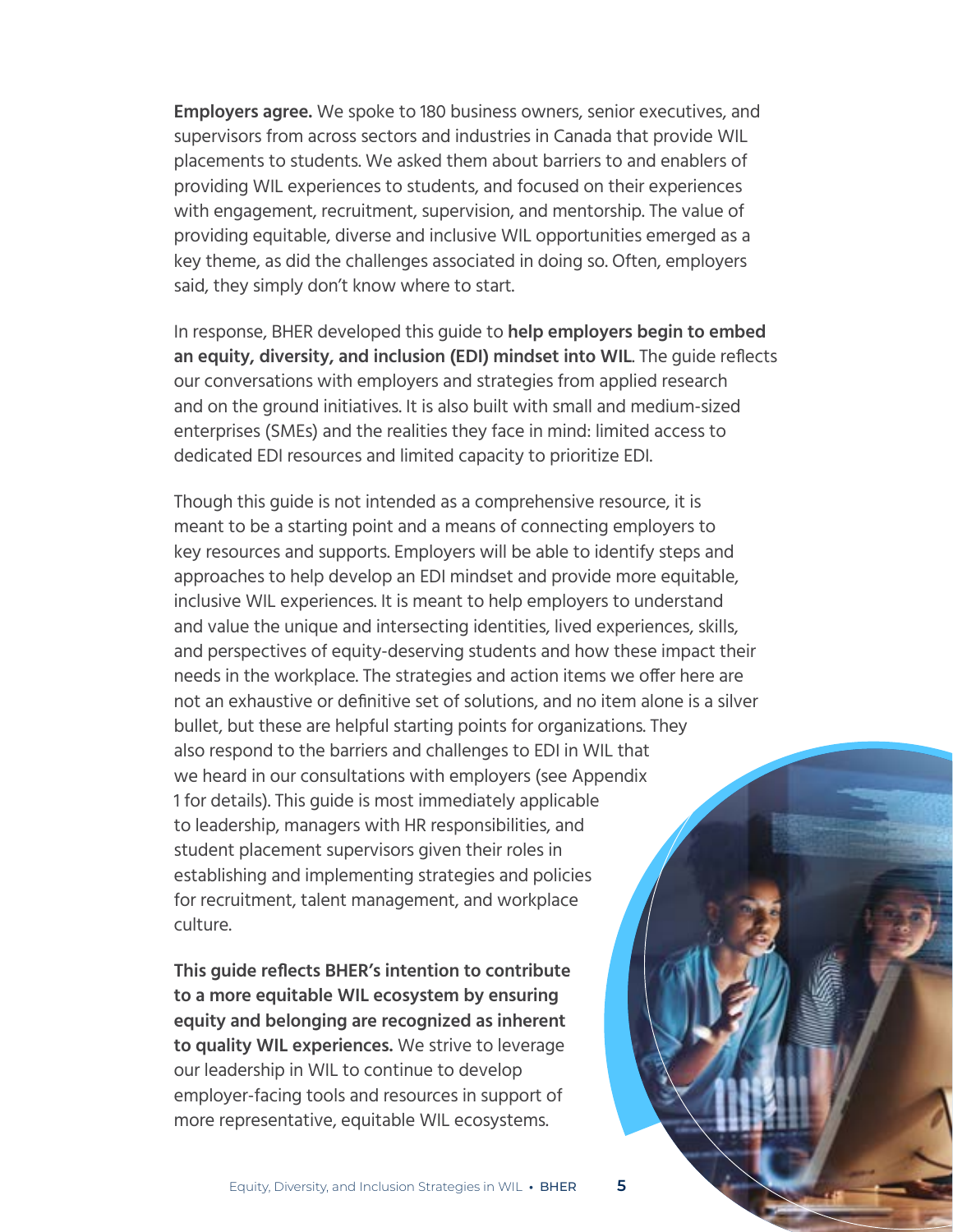**Employers agree.** We spoke to 180 business owners, senior executives, and supervisors from across sectors and industries in Canada that provide WIL placements to students. We asked them about barriers to and enablers of providing WIL experiences to students, and focused on their experiences with engagement, recruitment, supervision, and mentorship. The value of providing equitable, diverse and inclusive WIL opportunities emerged as a key theme, as did the challenges associated in doing so. Often, employers said, they simply don't know where to start.

In response, BHER developed this guide to **help employers begin to embed an equity, diversity, and inclusion (EDI) mindset into WIL**. The guide reflects our conversations with employers and strategies from applied research and on the ground initiatives. It is also built with small and medium-sized enterprises (SMEs) and the realities they face in mind: limited access to dedicated EDI resources and limited capacity to prioritize EDI.

Though this guide is not intended as a comprehensive resource, it is meant to be a starting point and a means of connecting employers to key resources and supports. Employers will be able to identify steps and approaches to help develop an EDI mindset and provide more equitable, inclusive WIL experiences. It is meant to help employers to understand and value the unique and intersecting identities, lived experiences, skills, and perspectives of equity-deserving students and how these impact their needs in the workplace. The strategies and action items we offer here are not an exhaustive or definitive set of solutions, and no item alone is a silver bullet, but these are helpful starting points for organizations. They also respond to the barriers and challenges to EDI in WIL that we heard in our consultations with employers (see Appendix 1 for details). This guide is most immediately applicable to leadership, managers with HR responsibilities, and student placement supervisors given their roles in establishing and implementing strategies and policies for recruitment, talent management, and workplace culture.

**This guide reflects BHER's intention to contribute to a more equitable WIL ecosystem by ensuring equity and belonging are recognized as inherent to quality WIL experiences.** We strive to leverage our leadership in WIL to continue to develop employer-facing tools and resources in support of more representative, equitable WIL ecosystems.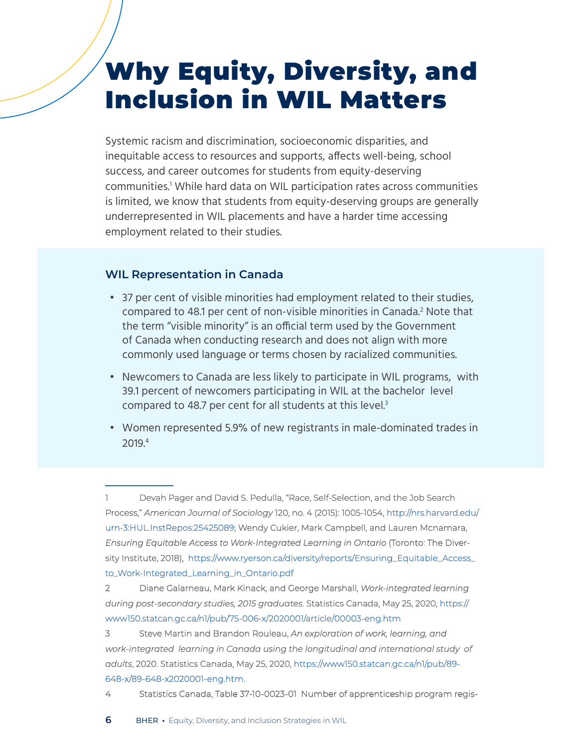# Why Equity, Diversity, and Inclusion in WIL Matters

Systemic racism and discrimination, socioeconomic disparities, and inequitable access to resources and supports, affects well-being, school success, and career outcomes for students from equity-deserving communities.[1] While hard data on WIL participation rates across communities is limited, we know that students from equity-deserving groups are generally underrepresented in WIL placements and have a harder time accessing employment related to their studies.

### WIL Representation in Canada

- 37 per cent of visible minorities had employment related to their studies, compared to 48.1 per cent of non-visible minorities in Canada.[2] Note that the term "visible minority" is an official term used by the Government of Canada when conducting research and does not align with more commonly used language or terms chosen by racialized communities.
- Newcomers to Canada are less likely to participate in WIL programs, with 39.1 percent of newcomers participating in WIL at the bachelor level compared to 48.7 per cent for all students at this level.[3]
- Women represented 5.9% of new registrants in male-dominated trades in 2019.[4]

---

1 Devah Pager and David S. Pedulla, "Race, Self-Selection, and the Job Search Process," *American Journal of Sociology* 120, no. 4 (2015): 1005-1054, http://nrs.harvard.edu/urn-3:HUL.InstRepos:25425089; Wendy Cukier, Mark Campbell, and Lauren Mcnamara, *Ensuring Equitable Access to Work-Integrated Learning in Ontario* (Toronto: The Diversity Institute, 2018), https://www.ryerson.ca/diversity/reports/Ensuring_Equitable_Access_to_Work-Integrated_Learning_in_Ontario.pdf

2 Diane Galarneau, Mark Kinack, and George Marshall, *Work-integrated learning during post-secondary studies, 2015 graduates*. Statistics Canada, May 25, 2020, https://www150.statcan.gc.ca/n1/pub/75-006-x/2020001/article/00003-eng.htm

3 Steve Martin and Brandon Rouleau, *An exploration of work, learning, and work-integrated learning in Canada using the longitudinal and international study of adults*, 2020. Statistics Canada, May 25, 2020, https://www150.statcan.gc.ca/n1/pub/89-648-x/89-648-x2020001-eng.htm.

4 Statistics Canada, Table 37-10-0023-01 Number of apprenticeship program regis-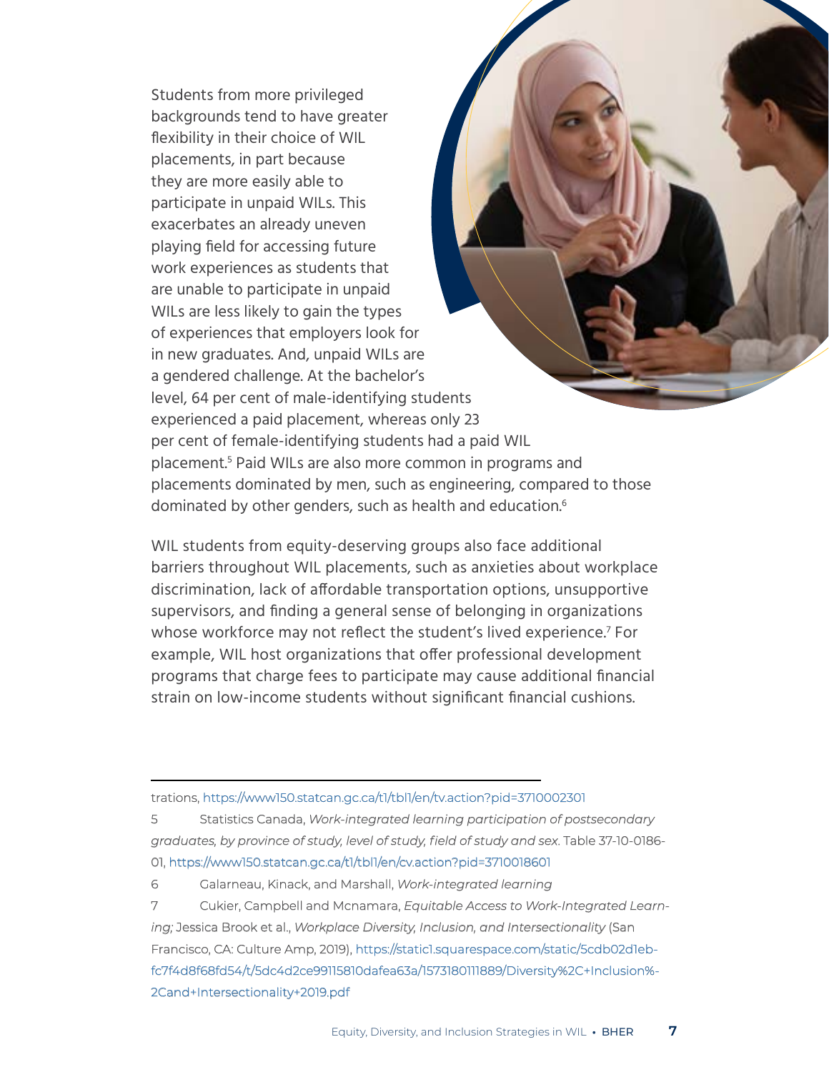Students from more privileged backgrounds tend to have greater flexibility in their choice of WIL placements, in part because they are more easily able to participate in unpaid WILs. This exacerbates an already uneven playing field for accessing future work experiences as students that are unable to participate in unpaid WILs are less likely to gain the types of experiences that employers look for in new graduates. And, unpaid WILs are a gendered challenge. At the bachelor's level, 64 per cent of male-identifying students experienced a paid placement, whereas only 23 per cent of female-identifying students had a paid WIL placement.[5] Paid WILs are also more common in programs and placements dominated by men, such as engineering, compared to those dominated by other genders, such as health and education.[6]

WIL students from equity-deserving groups also face additional barriers throughout WIL placements, such as anxieties about workplace discrimination, lack of affordable transportation options, unsupportive supervisors, and finding a general sense of belonging in organizations whose workforce may not reflect the student's lived experience.[7] For example, WIL host organizations that offer professional development programs that charge fees to participate may cause additional financial strain on low-income students without significant financial cushions.

---

trations, https://www150.statcan.gc.ca/t1/tbl1/en/tv.action?pid=3710002301

5 Statistics Canada, *Work-integrated learning participation of postsecondary graduates, by province of study, level of study, field of study and sex*. Table 37-10-0186-01, https://www150.statcan.gc.ca/t1/tbl1/en/cv.action?pid=3710018601

6 Galarneau, Kinack, and Marshall, *Work-integrated learning*

7 Cukier, Campbell and Mcnamara, *Equitable Access to Work-Integrated Learning;* Jessica Brook et al., *Workplace Diversity, Inclusion, and Intersectionality* (San Francisco, CA: Culture Amp, 2019), https://static1.squarespace.com/static/5cdb02d1eb-fc7f4d8f68fd54/t/5dc4d2ce99115810dafea63a/1573180111889/Diversity%2C+Inclusion%2Cand+Intersectionality+2019.pdf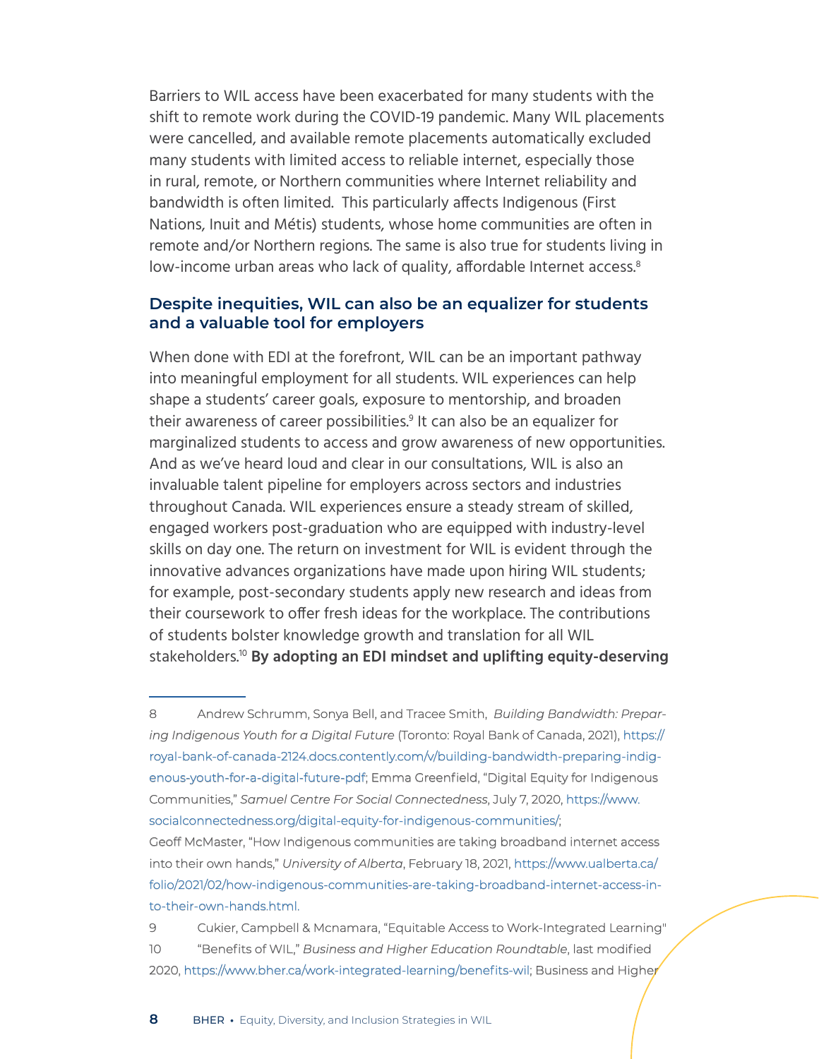Barriers to WIL access have been exacerbated for many students with the shift to remote work during the COVID-19 pandemic. Many WIL placements were cancelled, and available remote placements automatically excluded many students with limited access to reliable internet, especially those in rural, remote, or Northern communities where Internet reliability and bandwidth is often limited.  This particularly affects Indigenous (First Nations, Inuit and Métis) students, whose home communities are often in remote and/or Northern regions. The same is also true for students living in low-income urban areas who lack of quality, affordable Internet access.[8]

### Despite inequities, WIL can also be an equalizer for students and a valuable tool for employers

When done with EDI at the forefront, WIL can be an important pathway into meaningful employment for all students. WIL experiences can help shape a students' career goals, exposure to mentorship, and broaden their awareness of career possibilities.[9] It can also be an equalizer for marginalized students to access and grow awareness of new opportunities. And as we've heard loud and clear in our consultations, WIL is also an invaluable talent pipeline for employers across sectors and industries throughout Canada. WIL experiences ensure a steady stream of skilled, engaged workers post-graduation who are equipped with industry-level skills on day one. The return on investment for WIL is evident through the innovative advances organizations have made upon hiring WIL students; for example, post-secondary students apply new research and ideas from their coursework to offer fresh ideas for the workplace. The contributions of students bolster knowledge growth and translation for all WIL stakeholders.[10] **By adopting an EDI mindset and uplifting equity-deserving**

---

8 Andrew Schrumm, Sonya Bell, and Tracee Smith, *Building Bandwidth: Preparing Indigenous Youth for a Digital Future* (Toronto: Royal Bank of Canada, 2021), https://royal-bank-of-canada-2124.docs.contently.com/v/building-bandwidth-preparing-indigenous-youth-for-a-digital-future-pdf; Emma Greenfield, "Digital Equity for Indigenous Communities," *Samuel Centre For Social Connectedness*, July 7, 2020, https://www.socialconnectedness.org/digital-equity-for-indigenous-communities/; Geoff McMaster, "How Indigenous communities are taking broadband internet access into their own hands," *University of Alberta*, February 18, 2021, https://www.ualberta.ca/folio/2021/02/how-indigenous-communities-are-taking-broadband-internet-access-into-their-own-hands.html.

9 Cukier, Campbell & Mcnamara, "Equitable Access to Work-Integrated Learning"

10 "Benefits of WIL," *Business and Higher Education Roundtable*, last modified 2020, https://www.bher.ca/work-integrated-learning/benefits-wil; Business and Higher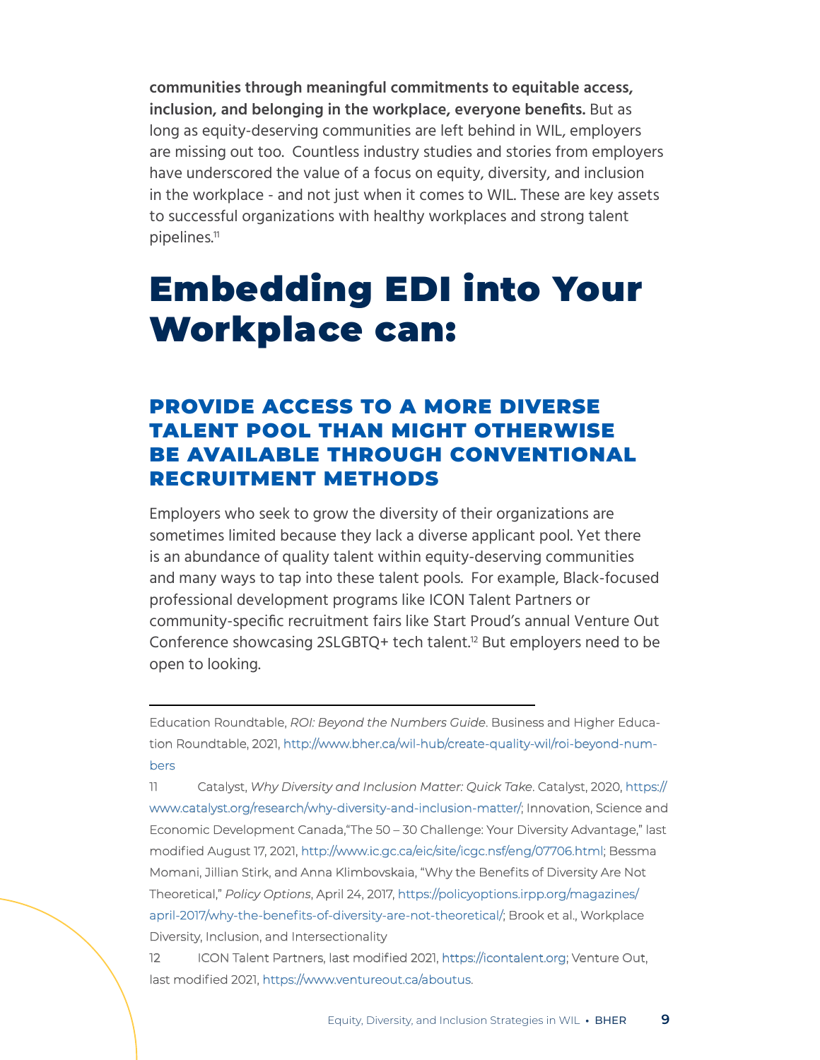**communities through meaningful commitments to equitable access, inclusion, and belonging in the workplace, everyone benefits.** But as long as equity-deserving communities are left behind in WIL, employers are missing out too. Countless industry studies and stories from employers have underscored the value of a focus on equity, diversity, and inclusion in the workplace - and not just when it comes to WIL. These are key assets to successful organizations with healthy workplaces and strong talent pipelines.[11]

# Embedding EDI into Your Workplace can:

## PROVIDE ACCESS TO A MORE DIVERSE TALENT POOL THAN MIGHT OTHERWISE BE AVAILABLE THROUGH CONVENTIONAL RECRUITMENT METHODS

Employers who seek to grow the diversity of their organizations are sometimes limited because they lack a diverse applicant pool. Yet there is an abundance of quality talent within equity-deserving communities and many ways to tap into these talent pools. For example, Black-focused professional development programs like ICON Talent Partners or community-specific recruitment fairs like Start Proud's annual Venture Out Conference showcasing 2SLGBTQ+ tech talent.[12] But employers need to be open to looking.

---

Education Roundtable, *ROI: Beyond the Numbers Guide*. Business and Higher Education Roundtable, 2021, http://www.bher.ca/wil-hub/create-quality-wil/roi-beyond-numbers

11 Catalyst, *Why Diversity and Inclusion Matter: Quick Take*. Catalyst, 2020, https://www.catalyst.org/research/why-diversity-and-inclusion-matter/; Innovation, Science and Economic Development Canada,"The 50 – 30 Challenge: Your Diversity Advantage," last modified August 17, 2021, http://www.ic.gc.ca/eic/site/icgc.nsf/eng/07706.html; Bessma Momani, Jillian Stirk, and Anna Klimbovskaia, "Why the Benefits of Diversity Are Not Theoretical," *Policy Options*, April 24, 2017, https://policyoptions.irpp.org/magazines/april-2017/why-the-benefits-of-diversity-are-not-theoretical/; Brook et al., Workplace Diversity, Inclusion, and Intersectionality

12 ICON Talent Partners, last modified 2021, https://icontalent.org; Venture Out, last modified 2021, https://www.ventureout.ca/aboutus.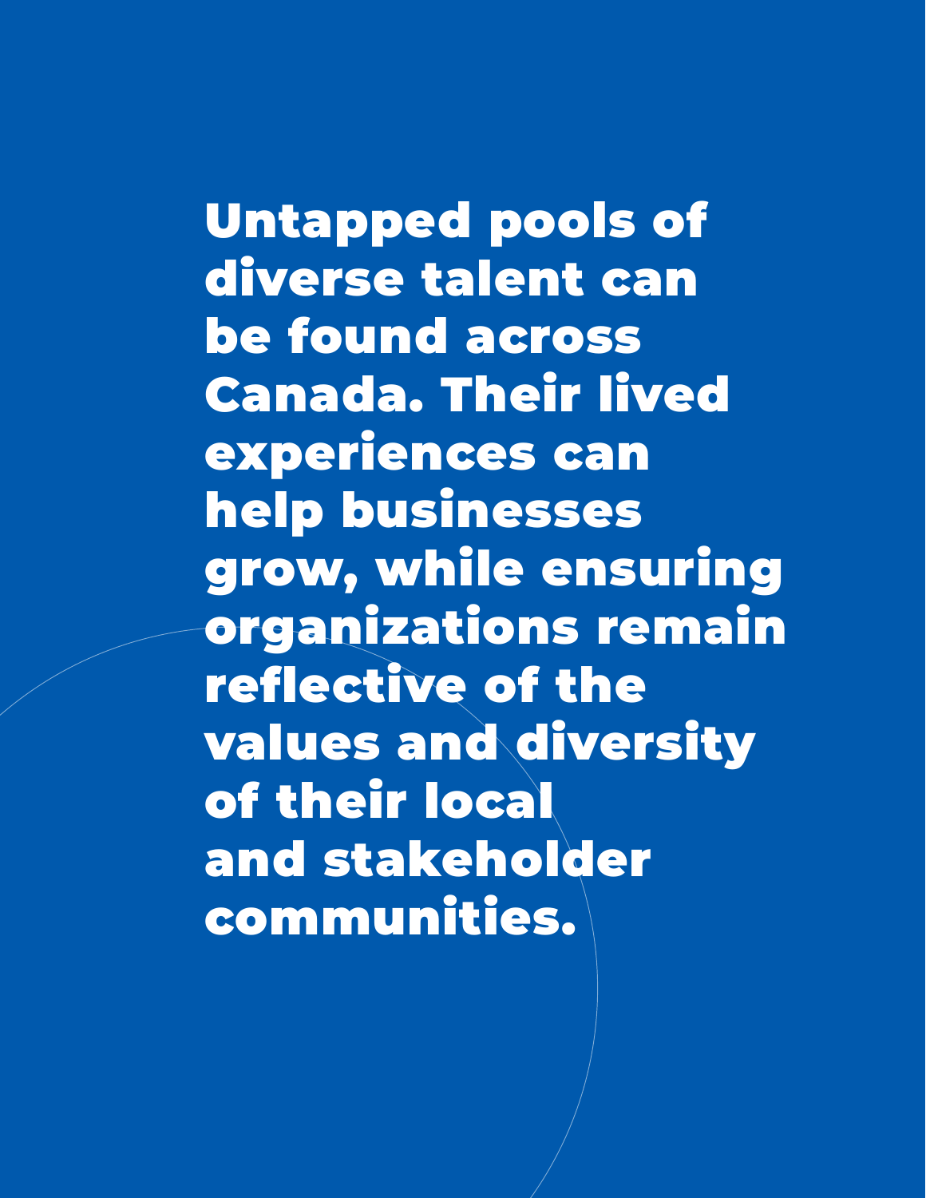**Untapped pools of diverse talent can be found across Canada. Their lived experiences can help businesses grow, while ensuring organizations remain reflective of the values and diversity of their local and stakeholder communities.**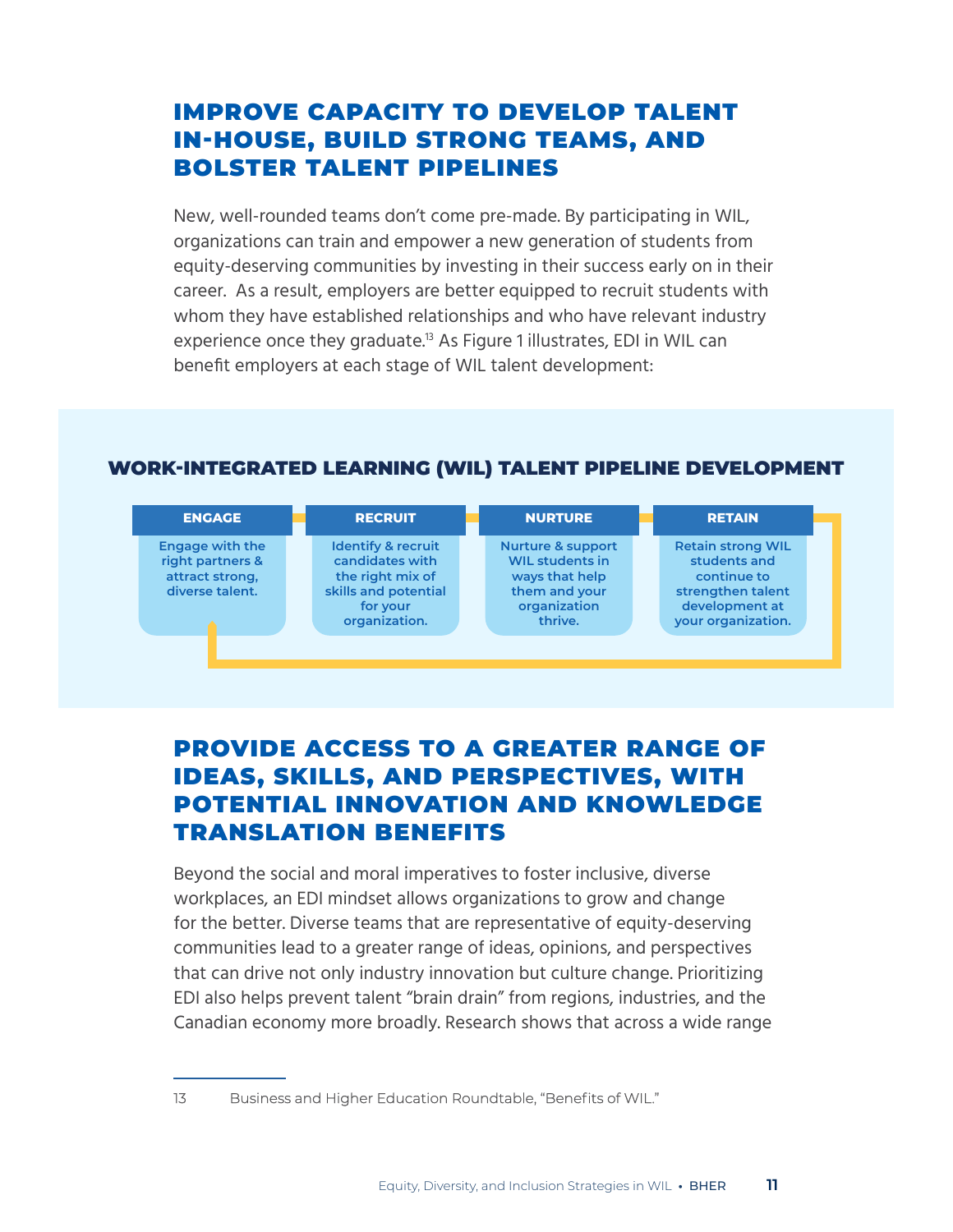## IMPROVE CAPACITY TO DEVELOP TALENT IN-HOUSE, BUILD STRONG TEAMS, AND BOLSTER TALENT PIPELINES

New, well-rounded teams don't come pre-made. By participating in WIL, organizations can train and empower a new generation of students from equity-deserving communities by investing in their success early on in their career. As a result, employers are better equipped to recruit students with whom they have established relationships and who have relevant industry experience once they graduate.[13] As Figure 1 illustrates, EDI in WIL can benefit employers at each stage of WIL talent development:

### WORK-INTEGRATED LEARNING (WIL) TALENT PIPELINE DEVELOPMENT

| ENGAGE | RECRUIT | NURTURE | RETAIN |
|---|---|---|---|
| Engage with the right partners & attract strong, diverse talent. | Identify & recruit candidates with the right mix of skills and potential for your organization. | Nurture & support WIL students in ways that help them and your organization thrive. | Retain strong WIL students and continue to strengthen talent development at your organization. |

## PROVIDE ACCESS TO A GREATER RANGE OF IDEAS, SKILLS, AND PERSPECTIVES, WITH POTENTIAL INNOVATION AND KNOWLEDGE TRANSLATION BENEFITS

Beyond the social and moral imperatives to foster inclusive, diverse workplaces, an EDI mindset allows organizations to grow and change for the better. Diverse teams that are representative of equity-deserving communities lead to a greater range of ideas, opinions, and perspectives that can drive not only industry innovation but culture change. Prioritizing EDI also helps prevent talent "brain drain" from regions, industries, and the Canadian economy more broadly. Research shows that across a wide range

---

13 Business and Higher Education Roundtable, "Benefits of WIL."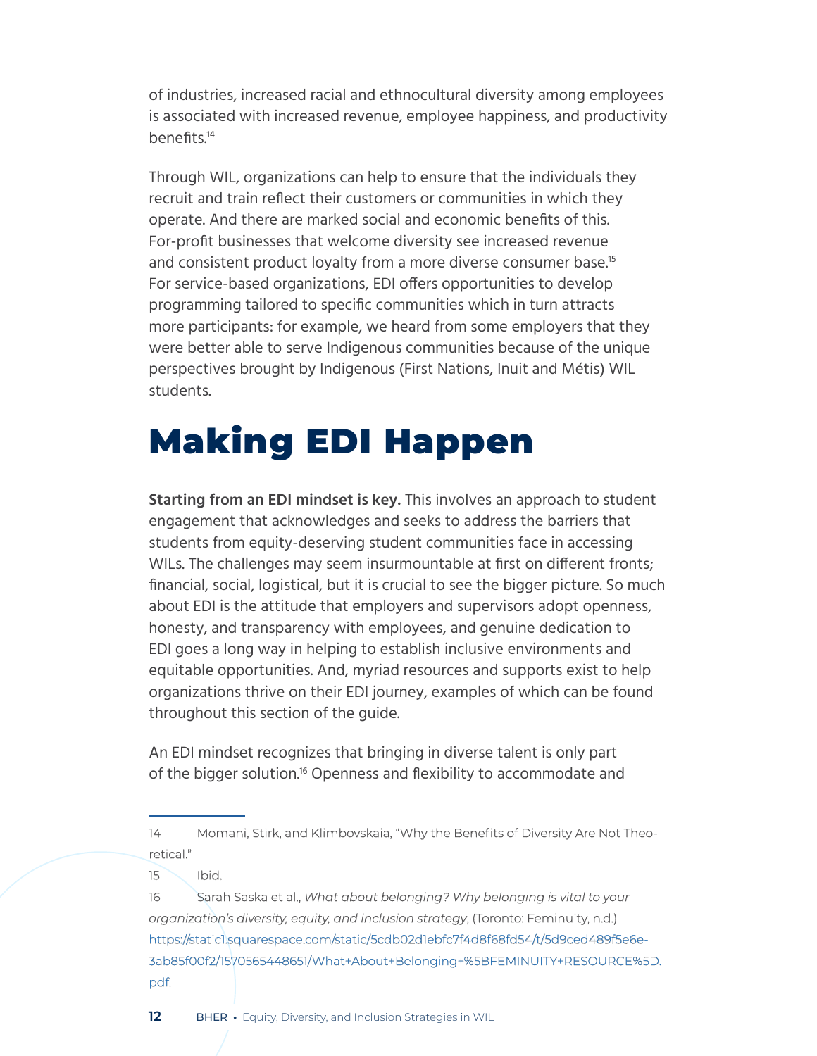of industries, increased racial and ethnocultural diversity among employees is associated with increased revenue, employee happiness, and productivity benefits.[14]

Through WIL, organizations can help to ensure that the individuals they recruit and train reflect their customers or communities in which they operate. And there are marked social and economic benefits of this. For-profit businesses that welcome diversity see increased revenue and consistent product loyalty from a more diverse consumer base.[15] For service-based organizations, EDI offers opportunities to develop programming tailored to specific communities which in turn attracts more participants: for example, we heard from some employers that they were better able to serve Indigenous communities because of the unique perspectives brought by Indigenous (First Nations, Inuit and Métis) WIL students.

# Making EDI Happen

**Starting from an EDI mindset is key.** This involves an approach to student engagement that acknowledges and seeks to address the barriers that students from equity-deserving student communities face in accessing WILs. The challenges may seem insurmountable at first on different fronts; financial, social, logistical, but it is crucial to see the bigger picture. So much about EDI is the attitude that employers and supervisors adopt openness, honesty, and transparency with employees, and genuine dedication to EDI goes a long way in helping to establish inclusive environments and equitable opportunities. And, myriad resources and supports exist to help organizations thrive on their EDI journey, examples of which can be found throughout this section of the guide.

An EDI mindset recognizes that bringing in diverse talent is only part of the bigger solution.[16] Openness and flexibility to accommodate and

---

14 Momani, Stirk, and Klimbovskaia, "Why the Benefits of Diversity Are Not Theoretical."

15 Ibid.

16 Sarah Saska et al., *What about belonging? Why belonging is vital to your organization's diversity, equity, and inclusion strategy*, (Toronto: Feminuity, n.d.) https://static1.squarespace.com/static/5cdb02d1ebfc7f4d8f68fd54/t/5d9ced489f5e6e3ab85f00f2/1570565448651/What+About+Belonging+%5BFEMINUITY+RESOURCE%5D.pdf.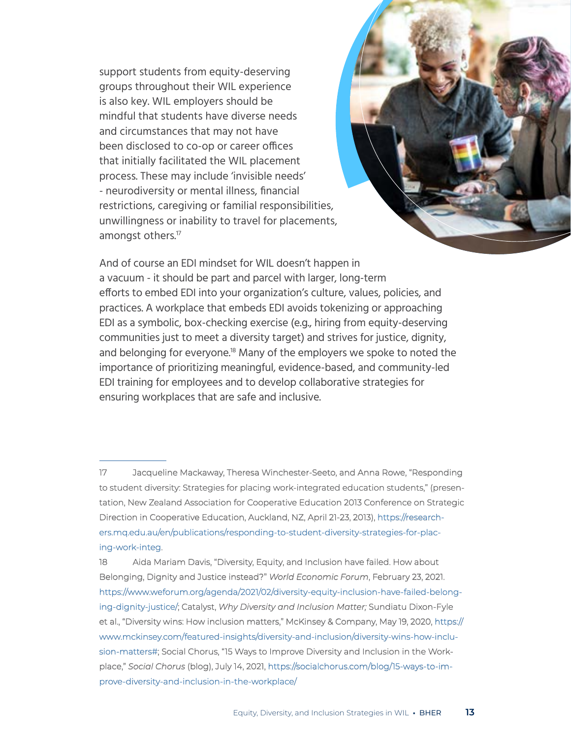support students from equity-deserving groups throughout their WIL experience is also key. WIL employers should be mindful that students have diverse needs and circumstances that may not have been disclosed to co-op or career offices that initially facilitated the WIL placement process. These may include 'invisible needs' - neurodiversity or mental illness, financial restrictions, caregiving or familial responsibilities, unwillingness or inability to travel for placements, amongst others.[17]

And of course an EDI mindset for WIL doesn't happen in a vacuum - it should be part and parcel with larger, long-term efforts to embed EDI into your organization's culture, values, policies, and practices. A workplace that embeds EDI avoids tokenizing or approaching EDI as a symbolic, box-checking exercise (e.g., hiring from equity-deserving communities just to meet a diversity target) and strives for justice, dignity, and belonging for everyone.[18] Many of the employers we spoke to noted the importance of prioritizing meaningful, evidence-based, and community-led EDI training for employees and to develop collaborative strategies for ensuring workplaces that are safe and inclusive.

---

17 Jacqueline Mackaway, Theresa Winchester-Seeto, and Anna Rowe, "Responding to student diversity: Strategies for placing work-integrated education students," (presentation, New Zealand Association for Cooperative Education 2013 Conference on Strategic Direction in Cooperative Education, Auckland, NZ, April 21-23, 2013), https://researchers.mq.edu.au/en/publications/responding-to-student-diversity-strategies-for-placing-work-integ.

18 Aida Mariam Davis, "Diversity, Equity, and Inclusion have failed. How about Belonging, Dignity and Justice instead?" *World Economic Forum*, February 23, 2021. https://www.weforum.org/agenda/2021/02/diversity-equity-inclusion-have-failed-belonging-dignity-justice/; Catalyst, *Why Diversity and Inclusion Matter;* Sundiatu Dixon-Fyle et al., "Diversity wins: How inclusion matters," McKinsey & Company, May 19, 2020, https://www.mckinsey.com/featured-insights/diversity-and-inclusion/diversity-wins-how-inclusion-matters#; Social Chorus, "15 Ways to Improve Diversity and Inclusion in the Workplace," *Social Chorus* (blog), July 14, 2021, https://socialchorus.com/blog/15-ways-to-improve-diversity-and-inclusion-in-the-workplace/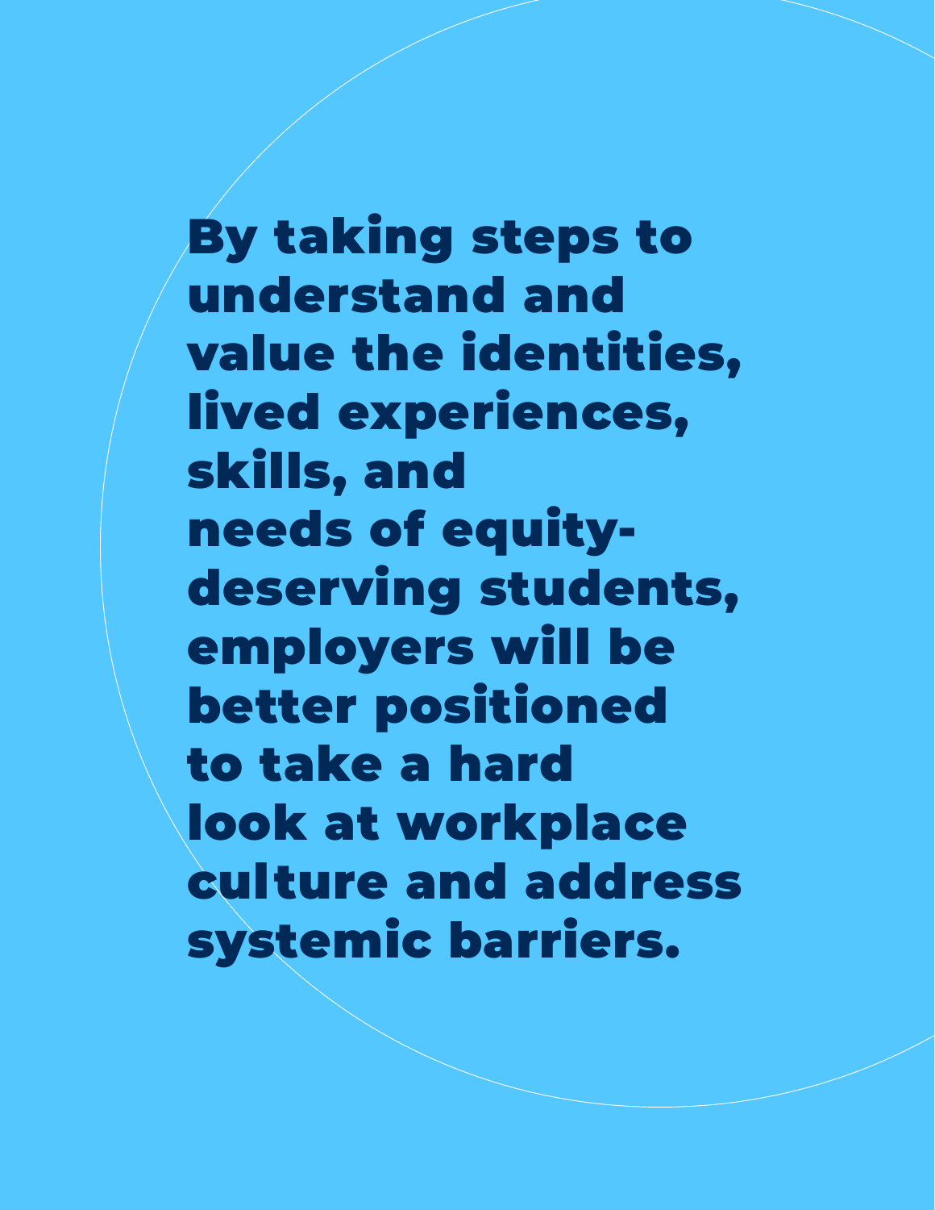**By taking steps to understand and value the identities, lived experiences, skills, and needs of equity-deserving students, employers will be better positioned to take a hard look at workplace culture and address systemic barriers.**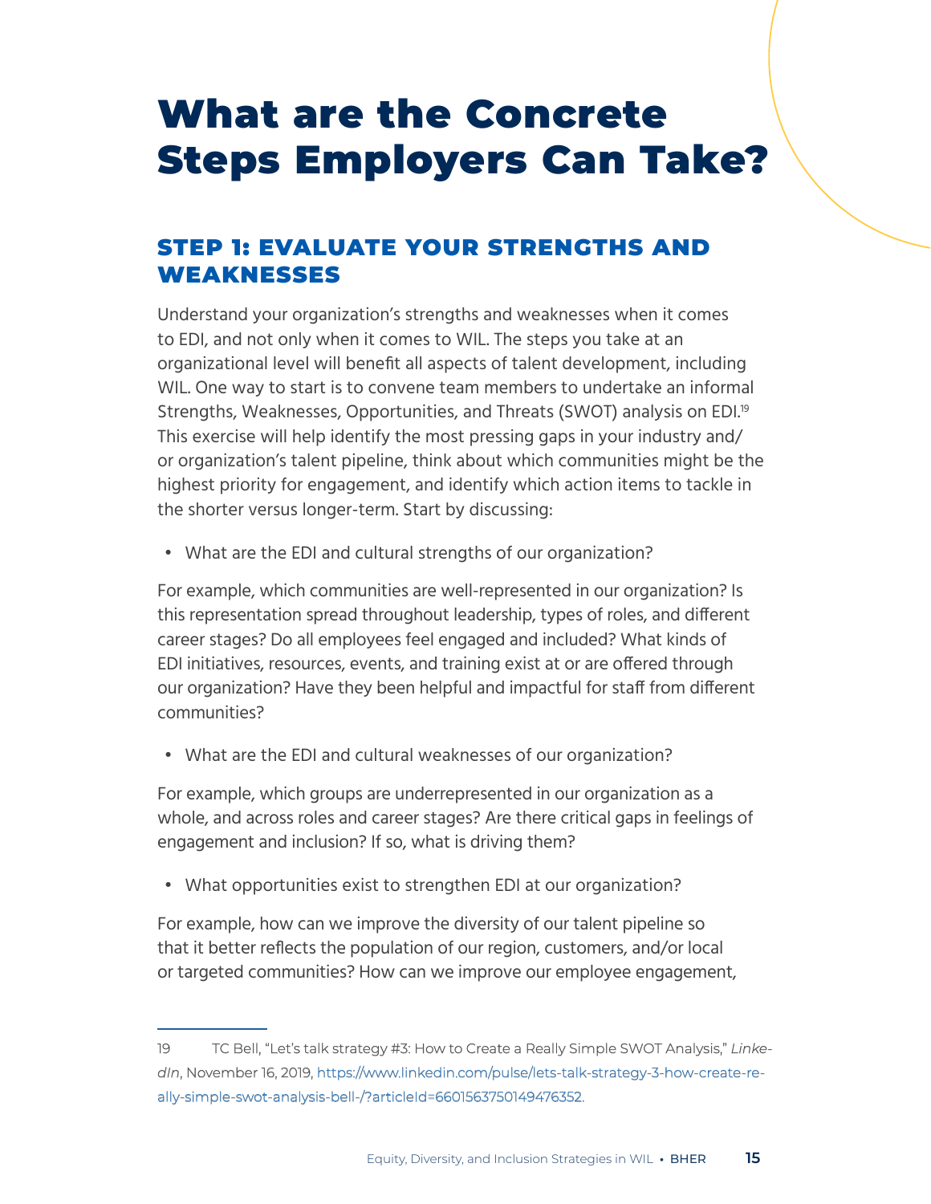# What are the Concrete Steps Employers Can Take?

## STEP 1: EVALUATE YOUR STRENGTHS AND WEAKNESSES

Understand your organization's strengths and weaknesses when it comes to EDI, and not only when it comes to WIL. The steps you take at an organizational level will benefit all aspects of talent development, including WIL. One way to start is to convene team members to undertake an informal Strengths, Weaknesses, Opportunities, and Threats (SWOT) analysis on EDI.[19] This exercise will help identify the most pressing gaps in your industry and/or organization's talent pipeline, think about which communities might be the highest priority for engagement, and identify which action items to tackle in the shorter versus longer-term. Start by discussing:

- What are the EDI and cultural strengths of our organization?

For example, which communities are well-represented in our organization? Is this representation spread throughout leadership, types of roles, and different career stages? Do all employees feel engaged and included? What kinds of EDI initiatives, resources, events, and training exist at or are offered through our organization? Have they been helpful and impactful for staff from different communities?

- What are the EDI and cultural weaknesses of our organization?

For example, which groups are underrepresented in our organization as a whole, and across roles and career stages? Are there critical gaps in feelings of engagement and inclusion? If so, what is driving them?

- What opportunities exist to strengthen EDI at our organization?

For example, how can we improve the diversity of our talent pipeline so that it better reflects the population of our region, customers, and/or local or targeted communities? How can we improve our employee engagement,

---

19 TC Bell, "Let's talk strategy #3: How to Create a Really Simple SWOT Analysis," *LinkedIn*, November 16, 2019, https://www.linkedin.com/pulse/lets-talk-strategy-3-how-create-really-simple-swot-analysis-bell-/?articleId=6601563750149476352.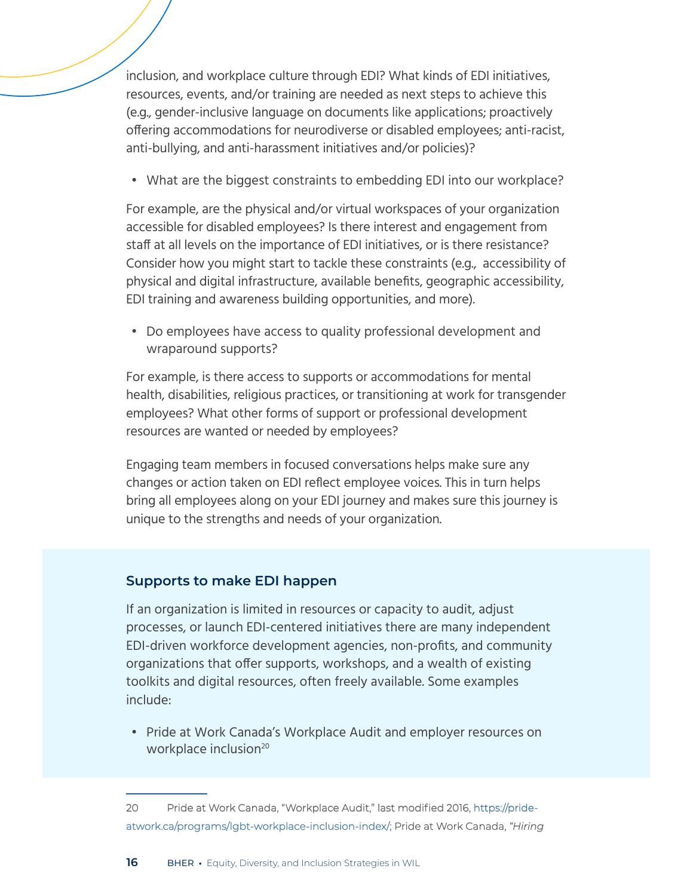inclusion, and workplace culture through EDI? What kinds of EDI initiatives, resources, events, and/or training are needed as next steps to achieve this (e.g., gender-inclusive language on documents like applications; proactively offering accommodations for neurodiverse or disabled employees; anti-racist, anti-bullying, and anti-harassment initiatives and/or policies)?

- What are the biggest constraints to embedding EDI into our workplace?

For example, are the physical and/or virtual workspaces of your organization accessible for disabled employees? Is there interest and engagement from staff at all levels on the importance of EDI initiatives, or is there resistance? Consider how you might start to tackle these constraints (e.g., accessibility of physical and digital infrastructure, available benefits, geographic accessibility, EDI training and awareness building opportunities, and more).

- Do employees have access to quality professional development and wraparound supports?

For example, is there access to supports or accommodations for mental health, disabilities, religious practices, or transitioning at work for transgender employees? What other forms of support or professional development resources are wanted or needed by employees?

Engaging team members in focused conversations helps make sure any changes or action taken on EDI reflect employee voices. This in turn helps bring all employees along on your EDI journey and makes sure this journey is unique to the strengths and needs of your organization.

### Supports to make EDI happen

If an organization is limited in resources or capacity to audit, adjust processes, or launch EDI-centered initiatives there are many independent EDI-driven workforce development agencies, non-profits, and community organizations that offer supports, workshops, and a wealth of existing toolkits and digital resources, often freely available. Some examples include:

- Pride at Work Canada's Workplace Audit and employer resources on workplace inclusion[20]

---

20 Pride at Work Canada, "Workplace Audit," last modified 2016, https://pride-atwork.ca/programs/lgbt-workplace-inclusion-index/; Pride at Work Canada, *"Hiring*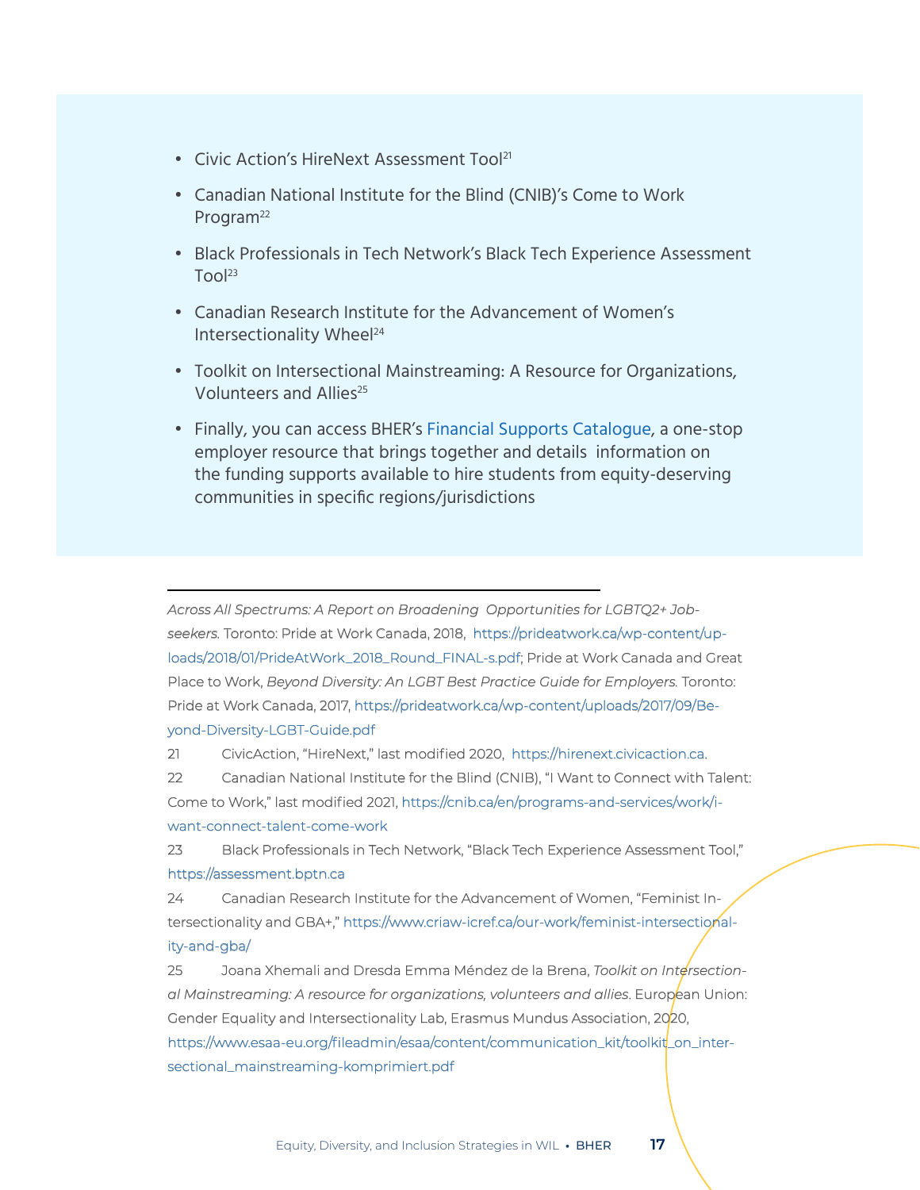- Civic Action's HireNext Assessment Tool[21]
- Canadian National Institute for the Blind (CNIB)'s Come to Work Program[22]
- Black Professionals in Tech Network's Black Tech Experience Assessment Tool[23]
- Canadian Research Institute for the Advancement of Women's Intersectionality Wheel[24]
- Toolkit on Intersectional Mainstreaming: A Resource for Organizations, Volunteers and Allies[25]
- Finally, you can access BHER's Financial Supports Catalogue, a one-stop employer resource that brings together and details information on the funding supports available to hire students from equity-deserving communities in specific regions/jurisdictions

---

*Across All Spectrums: A Report on Broadening Opportunities for LGBTQ2+ Job-seekers.* Toronto: Pride at Work Canada, 2018, https://prideatwork.ca/wp-content/uploads/2018/01/PrideAtWork_2018_Round_FINAL-s.pdf; Pride at Work Canada and Great Place to Work, *Beyond Diversity: An LGBT Best Practice Guide for Employers.* Toronto: Pride at Work Canada, 2017, https://prideatwork.ca/wp-content/uploads/2017/09/Beyond-Diversity-LGBT-Guide.pdf

21 CivicAction, "HireNext," last modified 2020, https://hirenext.civicaction.ca.

22 Canadian National Institute for the Blind (CNIB), "I Want to Connect with Talent: Come to Work," last modified 2021, https://cnib.ca/en/programs-and-services/work/i-want-connect-talent-come-work

23 Black Professionals in Tech Network, "Black Tech Experience Assessment Tool," https://assessment.bptn.ca

24 Canadian Research Institute for the Advancement of Women, "Feminist Intersectionality and GBA+," https://www.criaw-icref.ca/our-work/feminist-intersectionality-and-gba/

25 Joana Xhemali and Dresda Emma Méndez de la Brena, *Toolkit on Intersectional Mainstreaming: A resource for organizations, volunteers and allies*. European Union: Gender Equality and Intersectionality Lab, Erasmus Mundus Association, 2020, https://www.esaa-eu.org/fileadmin/esaa/content/communication_kit/toolkit_on_intersectional_mainstreaming-komprimiert.pdf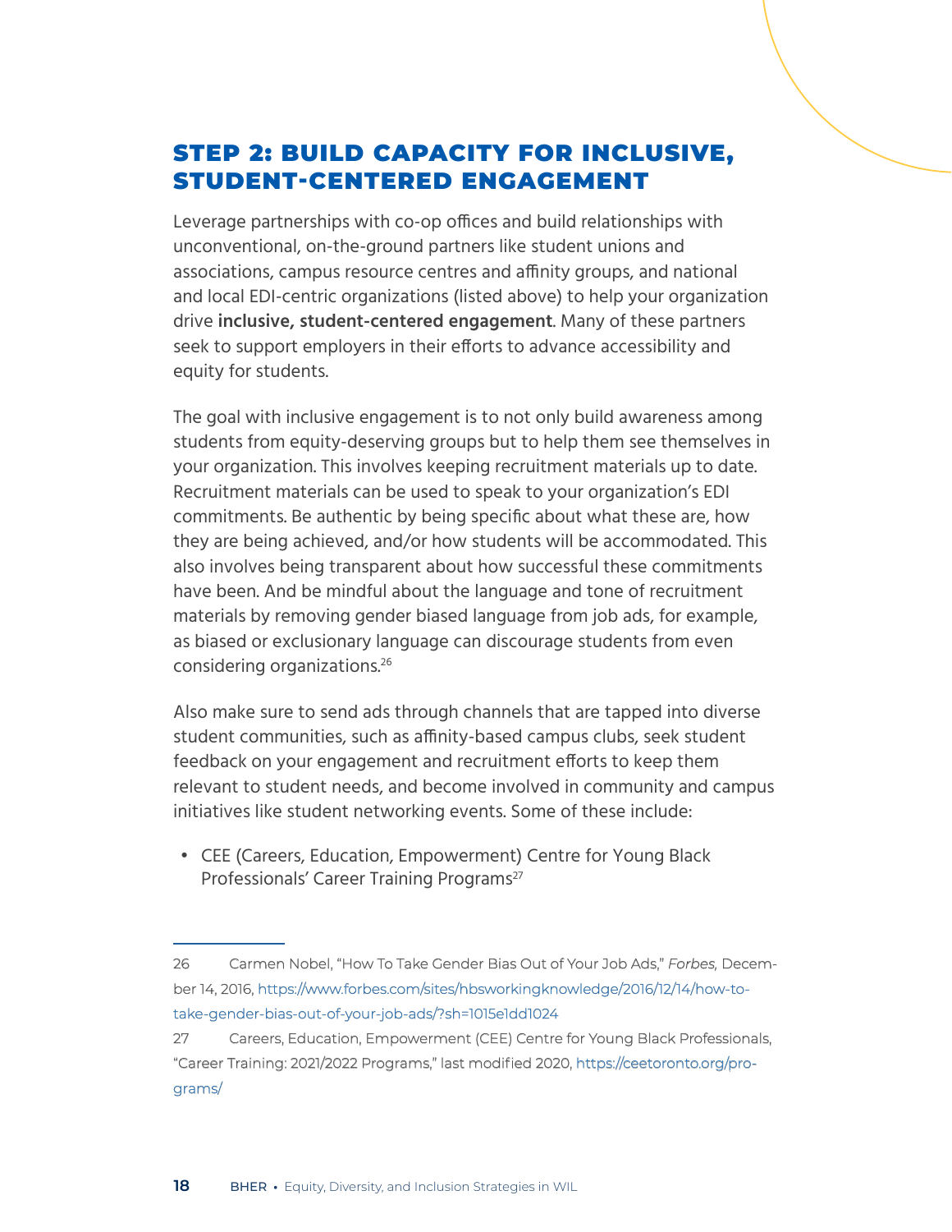## STEP 2: BUILD CAPACITY FOR INCLUSIVE, STUDENT-CENTERED ENGAGEMENT

Leverage partnerships with co-op offices and build relationships with unconventional, on-the-ground partners like student unions and associations, campus resource centres and affinity groups, and national and local EDI-centric organizations (listed above) to help your organization drive **inclusive, student-centered engagement**. Many of these partners seek to support employers in their efforts to advance accessibility and equity for students.

The goal with inclusive engagement is to not only build awareness among students from equity-deserving groups but to help them see themselves in your organization. This involves keeping recruitment materials up to date. Recruitment materials can be used to speak to your organization's EDI commitments. Be authentic by being specific about what these are, how they are being achieved, and/or how students will be accommodated. This also involves being transparent about how successful these commitments have been. And be mindful about the language and tone of recruitment materials by removing gender biased language from job ads, for example, as biased or exclusionary language can discourage students from even considering organizations.[26]

Also make sure to send ads through channels that are tapped into diverse student communities, such as affinity-based campus clubs, seek student feedback on your engagement and recruitment efforts to keep them relevant to student needs, and become involved in community and campus initiatives like student networking events. Some of these include:

- CEE (Careers, Education, Empowerment) Centre for Young Black Professionals' Career Training Programs[27]

---

26 Carmen Nobel, "How To Take Gender Bias Out of Your Job Ads," *Forbes,* December 14, 2016, https://www.forbes.com/sites/hbsworkingknowledge/2016/12/14/how-to-take-gender-bias-out-of-your-job-ads/?sh=1015e1dd1024

27 Careers, Education, Empowerment (CEE) Centre for Young Black Professionals, "Career Training: 2021/2022 Programs," last modified 2020, https://ceetoronto.org/programs/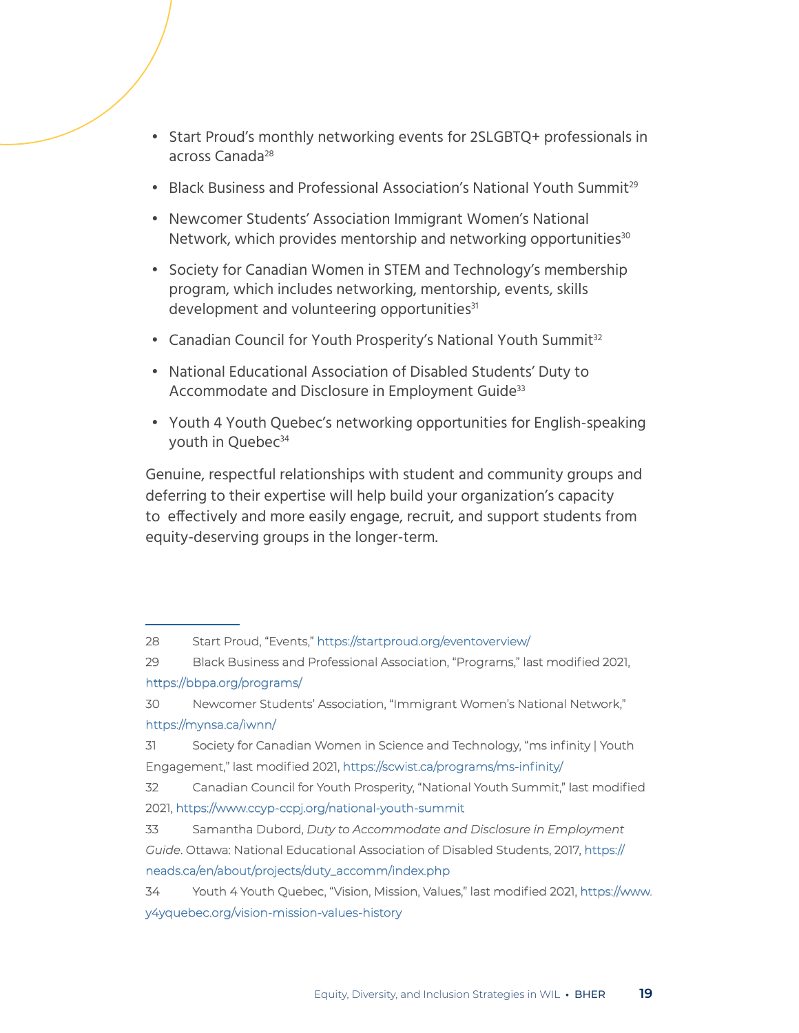- Start Proud's monthly networking events for 2SLGBTQ+ professionals in across Canada[28]
- Black Business and Professional Association's National Youth Summit[29]
- Newcomer Students' Association Immigrant Women's National Network, which provides mentorship and networking opportunities[30]
- Society for Canadian Women in STEM and Technology's membership program, which includes networking, mentorship, events, skills development and volunteering opportunities[31]
- Canadian Council for Youth Prosperity's National Youth Summit[32]
- National Educational Association of Disabled Students' Duty to Accommodate and Disclosure in Employment Guide[33]
- Youth 4 Youth Quebec's networking opportunities for English-speaking youth in Quebec[34]

Genuine, respectful relationships with student and community groups and deferring to their expertise will help build your organization's capacity to effectively and more easily engage, recruit, and support students from equity-deserving groups in the longer-term.

---

28 Start Proud, "Events," https://startproud.org/eventoverview/

29 Black Business and Professional Association, "Programs," last modified 2021, https://bbpa.org/programs/

30 Newcomer Students' Association, "Immigrant Women's National Network," https://mynsa.ca/iwnn/

31 Society for Canadian Women in Science and Technology, "ms infinity | Youth Engagement," last modified 2021, https://scwist.ca/programs/ms-infinity/

32 Canadian Council for Youth Prosperity, "National Youth Summit," last modified 2021, https://www.ccyp-ccpj.org/national-youth-summit

33 Samantha Dubord, *Duty to Accommodate and Disclosure in Employment Guide*. Ottawa: National Educational Association of Disabled Students, 2017, https://neads.ca/en/about/projects/duty_accomm/index.php

34 Youth 4 Youth Quebec, "Vision, Mission, Values," last modified 2021, https://www.y4yquebec.org/vision-mission-values-history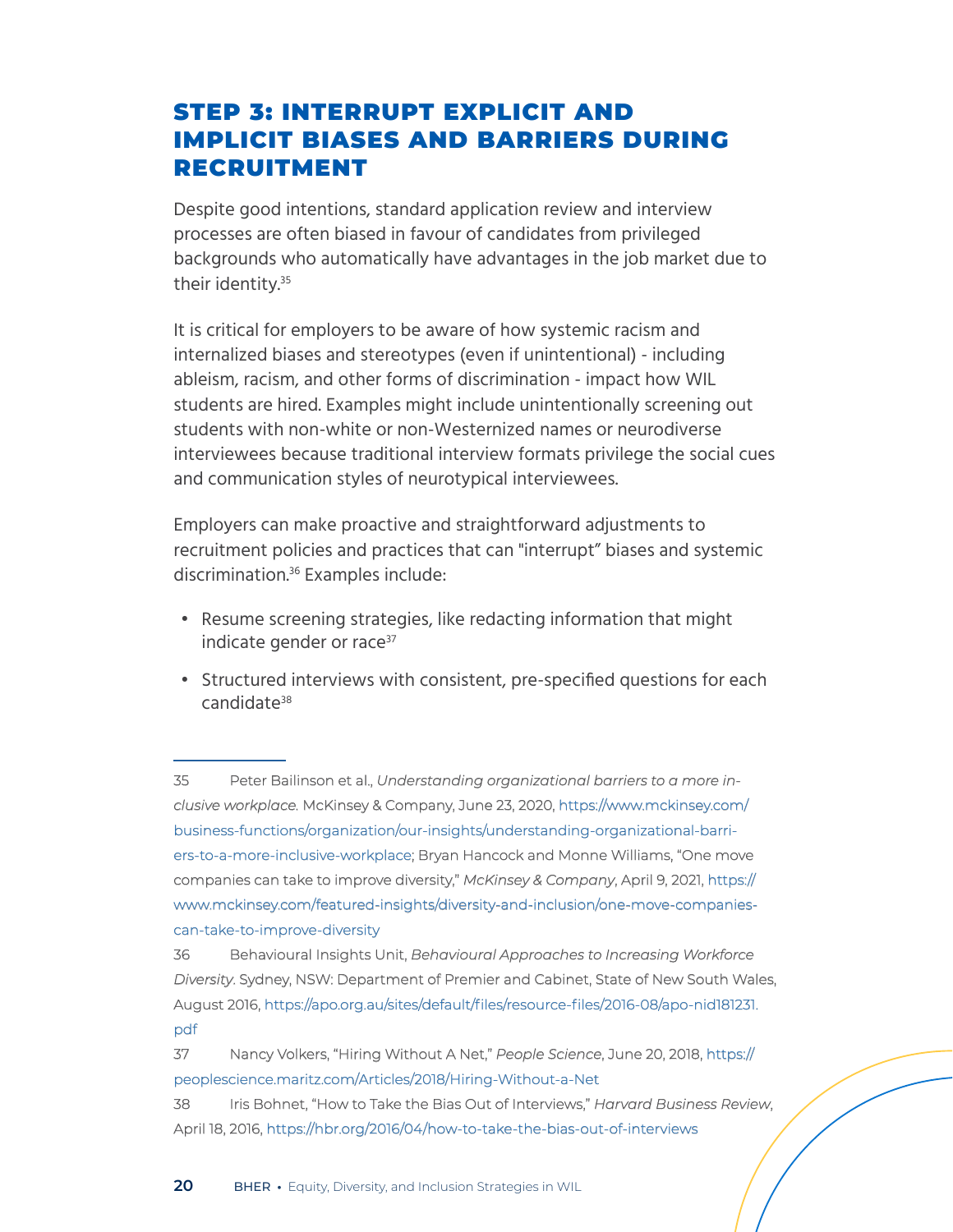## STEP 3: INTERRUPT EXPLICIT AND IMPLICIT BIASES AND BARRIERS DURING RECRUITMENT

Despite good intentions, standard application review and interview processes are often biased in favour of candidates from privileged backgrounds who automatically have advantages in the job market due to their identity.[35]

It is critical for employers to be aware of how systemic racism and internalized biases and stereotypes (even if unintentional) - including ableism, racism, and other forms of discrimination - impact how WIL students are hired. Examples might include unintentionally screening out students with non-white or non-Westernized names or neurodiverse interviewees because traditional interview formats privilege the social cues and communication styles of neurotypical interviewees.

Employers can make proactive and straightforward adjustments to recruitment policies and practices that can "interrupt" biases and systemic discrimination.[36] Examples include:

- Resume screening strategies, like redacting information that might indicate gender or race[37]
- Structured interviews with consistent, pre-specified questions for each candidate[38]

---

35 Peter Bailinson et al., *Understanding organizational barriers to a more inclusive workplace.* McKinsey & Company, June 23, 2020, https://www.mckinsey.com/business-functions/organization/our-insights/understanding-organizational-barriers-to-a-more-inclusive-workplace; Bryan Hancock and Monne Williams, "One move companies can take to improve diversity," *McKinsey & Company*, April 9, 2021, https://www.mckinsey.com/featured-insights/diversity-and-inclusion/one-move-companies-can-take-to-improve-diversity

36 Behavioural Insights Unit, *Behavioural Approaches to Increasing Workforce Diversity*. Sydney, NSW: Department of Premier and Cabinet, State of New South Wales, August 2016, https://apo.org.au/sites/default/files/resource-files/2016-08/apo-nid181231.pdf

37 Nancy Volkers, "Hiring Without A Net," *People Science*, June 20, 2018, https://peoplescience.maritz.com/Articles/2018/Hiring-Without-a-Net

38 Iris Bohnet, "How to Take the Bias Out of Interviews," *Harvard Business Review*, April 18, 2016, https://hbr.org/2016/04/how-to-take-the-bias-out-of-interviews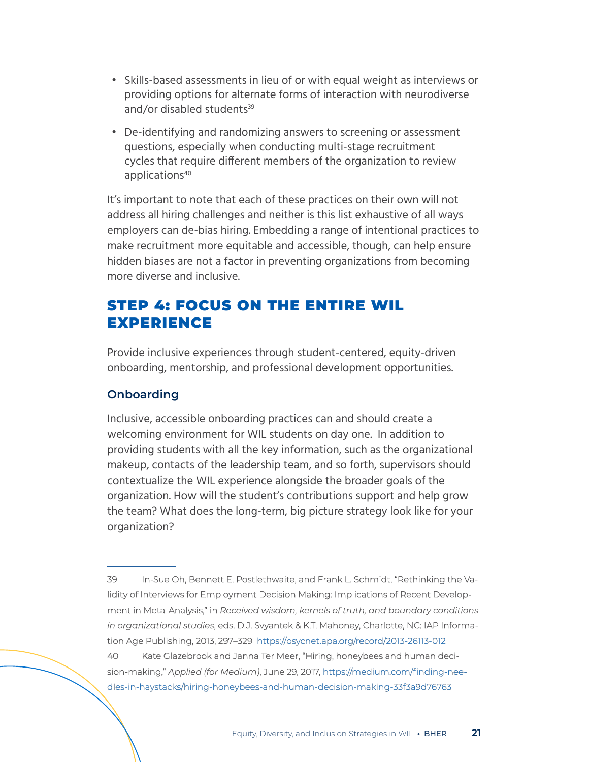- Skills-based assessments in lieu of or with equal weight as interviews or providing options for alternate forms of interaction with neurodiverse and/or disabled students[39]
- De-identifying and randomizing answers to screening or assessment questions, especially when conducting multi-stage recruitment cycles that require different members of the organization to review applications[40]

It's important to note that each of these practices on their own will not address all hiring challenges and neither is this list exhaustive of all ways employers can de-bias hiring. Embedding a range of intentional practices to make recruitment more equitable and accessible, though, can help ensure hidden biases are not a factor in preventing organizations from becoming more diverse and inclusive.

## STEP 4: FOCUS ON THE ENTIRE WIL EXPERIENCE

Provide inclusive experiences through student-centered, equity-driven onboarding, mentorship, and professional development opportunities.

### Onboarding

Inclusive, accessible onboarding practices can and should create a welcoming environment for WIL students on day one. In addition to providing students with all the key information, such as the organizational makeup, contacts of the leadership team, and so forth, supervisors should contextualize the WIL experience alongside the broader goals of the organization. How will the student's contributions support and help grow the team? What does the long-term, big picture strategy look like for your organization?

---

39 In-Sue Oh, Bennett E. Postlethwaite, and Frank L. Schmidt, "Rethinking the Validity of Interviews for Employment Decision Making: Implications of Recent Development in Meta-Analysis," in *Received wisdom, kernels of truth, and boundary conditions in organizational studies*, eds. D.J. Svyantek & K.T. Mahoney, Charlotte, NC: IAP Information Age Publishing, 2013, 297–329 https://psycnet.apa.org/record/2013-26113-012

40 Kate Glazebrook and Janna Ter Meer, "Hiring, honeybees and human decision-making," *Applied (for Medium)*, June 29, 2017, https://medium.com/finding-needles-in-haystacks/hiring-honeybees-and-human-decision-making-33f3a9d76763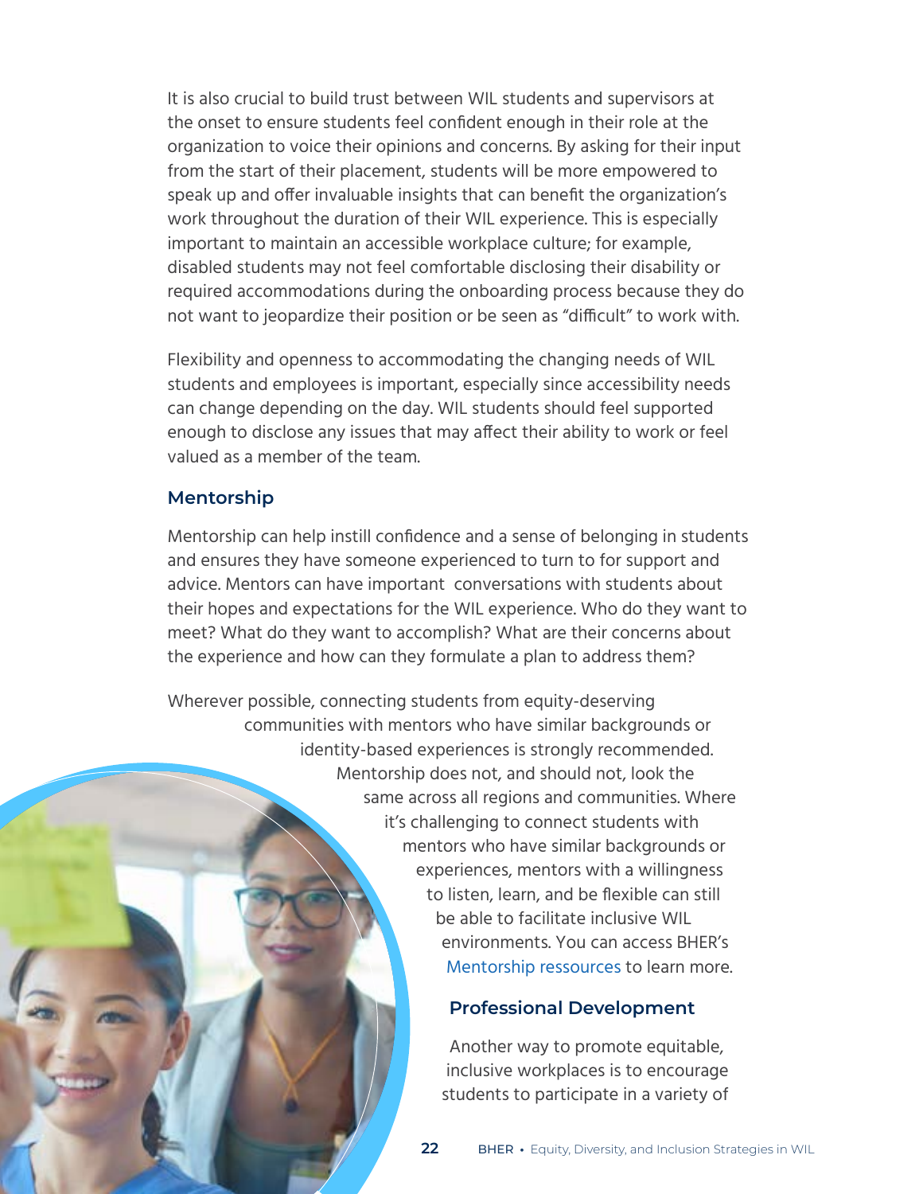It is also crucial to build trust between WIL students and supervisors at the onset to ensure students feel confident enough in their role at the organization to voice their opinions and concerns. By asking for their input from the start of their placement, students will be more empowered to speak up and offer invaluable insights that can benefit the organization's work throughout the duration of their WIL experience. This is especially important to maintain an accessible workplace culture; for example, disabled students may not feel comfortable disclosing their disability or required accommodations during the onboarding process because they do not want to jeopardize their position or be seen as "difficult" to work with.

Flexibility and openness to accommodating the changing needs of WIL students and employees is important, especially since accessibility needs can change depending on the day. WIL students should feel supported enough to disclose any issues that may affect their ability to work or feel valued as a member of the team.

### Mentorship

Mentorship can help instill confidence and a sense of belonging in students and ensures they have someone experienced to turn to for support and advice. Mentors can have important conversations with students about their hopes and expectations for the WIL experience. Who do they want to meet? What do they want to accomplish? What are their concerns about the experience and how can they formulate a plan to address them?

Wherever possible, connecting students from equity-deserving communities with mentors who have similar backgrounds or identity-based experiences is strongly recommended. Mentorship does not, and should not, look the same across all regions and communities. Where it's challenging to connect students with mentors who have similar backgrounds or experiences, mentors with a willingness to listen, learn, and be flexible can still be able to facilitate inclusive WIL environments. You can access BHER's Mentorship ressources to learn more.

### Professional Development

Another way to promote equitable, inclusive workplaces is to encourage students to participate in a variety of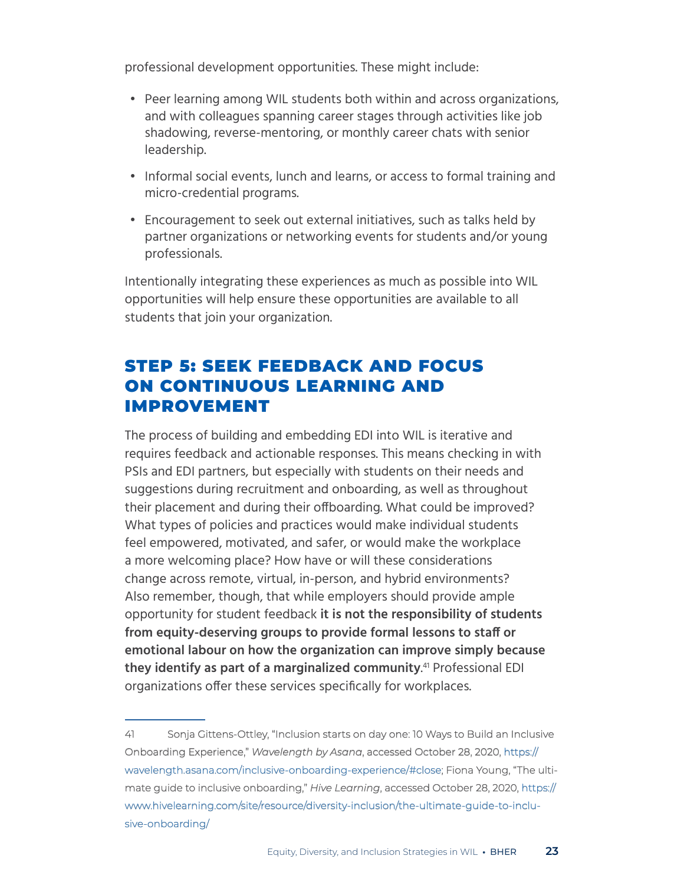professional development opportunities. These might include:

- Peer learning among WIL students both within and across organizations, and with colleagues spanning career stages through activities like job shadowing, reverse-mentoring, or monthly career chats with senior leadership.
- Informal social events, lunch and learns, or access to formal training and micro-credential programs.
- Encouragement to seek out external initiatives, such as talks held by partner organizations or networking events for students and/or young professionals.

Intentionally integrating these experiences as much as possible into WIL opportunities will help ensure these opportunities are available to all students that join your organization.

## STEP 5: SEEK FEEDBACK AND FOCUS ON CONTINUOUS LEARNING AND IMPROVEMENT

The process of building and embedding EDI into WIL is iterative and requires feedback and actionable responses. This means checking in with PSIs and EDI partners, but especially with students on their needs and suggestions during recruitment and onboarding, as well as throughout their placement and during their offboarding. What could be improved? What types of policies and practices would make individual students feel empowered, motivated, and safer, or would make the workplace a more welcoming place? How have or will these considerations change across remote, virtual, in-person, and hybrid environments? Also remember, though, that while employers should provide ample opportunity for student feedback **it is not the responsibility of students from equity-deserving groups to provide formal lessons to staff or emotional labour on how the organization can improve simply because they identify as part of a marginalized community**.[41] Professional EDI organizations offer these services specifically for workplaces.

---

41 Sonja Gittens-Ottley, "Inclusion starts on day one: 10 Ways to Build an Inclusive Onboarding Experience," *Wavelength by Asana*, accessed October 28, 2020, https://wavelength.asana.com/inclusive-onboarding-experience/#close; Fiona Young, "The ultimate guide to inclusive onboarding," *Hive Learning*, accessed October 28, 2020, https://www.hivelearning.com/site/resource/diversity-inclusion/the-ultimate-guide-to-inclusive-onboarding/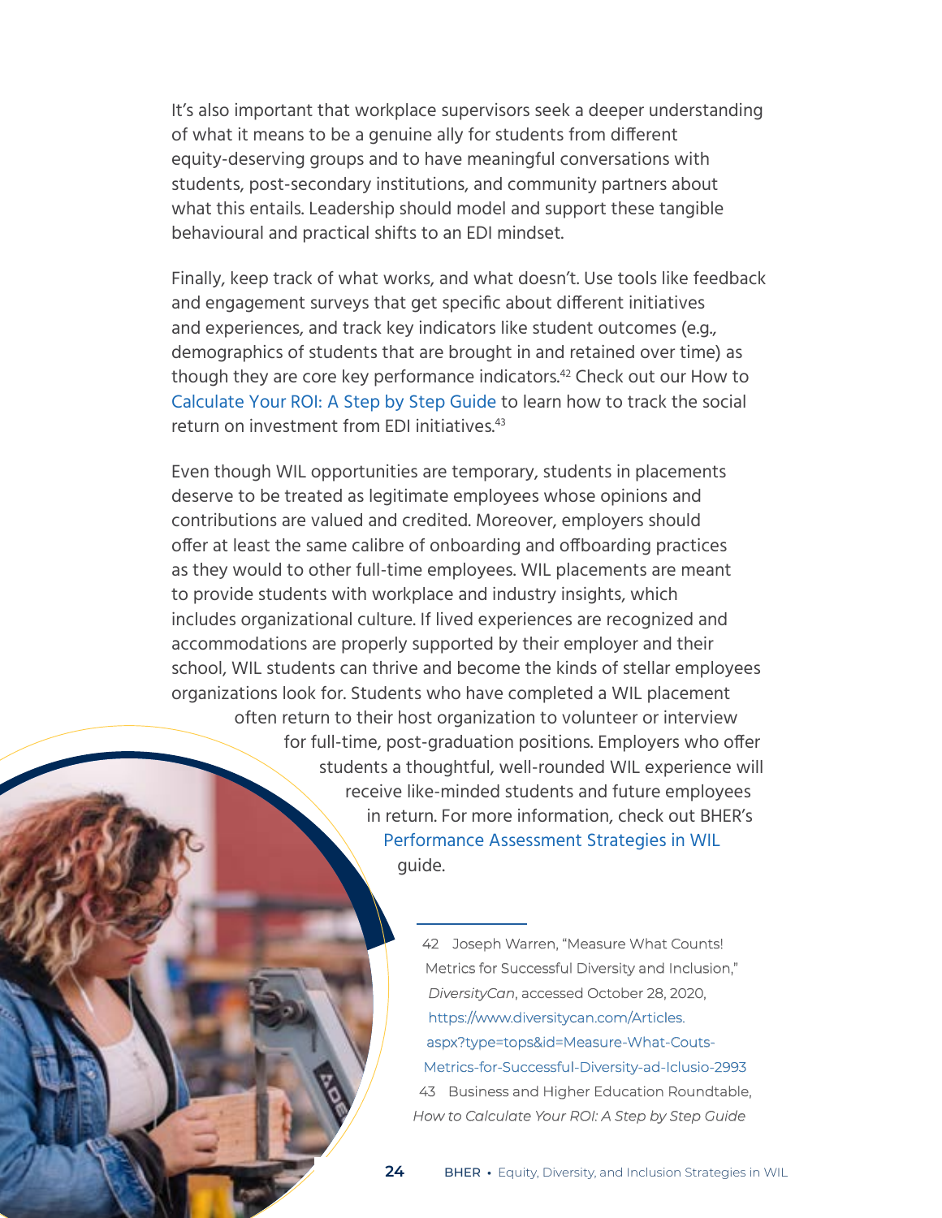It's also important that workplace supervisors seek a deeper understanding of what it means to be a genuine ally for students from different equity-deserving groups and to have meaningful conversations with students, post-secondary institutions, and community partners about what this entails. Leadership should model and support these tangible behavioural and practical shifts to an EDI mindset.

Finally, keep track of what works, and what doesn't. Use tools like feedback and engagement surveys that get specific about different initiatives and experiences, and track key indicators like student outcomes (e.g., demographics of students that are brought in and retained over time) as though they are core key performance indicators.[42] Check out our How to Calculate Your ROI: A Step by Step Guide to learn how to track the social return on investment from EDI initiatives.[43]

Even though WIL opportunities are temporary, students in placements deserve to be treated as legitimate employees whose opinions and contributions are valued and credited. Moreover, employers should offer at least the same calibre of onboarding and offboarding practices as they would to other full-time employees. WIL placements are meant to provide students with workplace and industry insights, which includes organizational culture. If lived experiences are recognized and accommodations are properly supported by their employer and their school, WIL students can thrive and become the kinds of stellar employees organizations look for. Students who have completed a WIL placement often return to their host organization to volunteer or interview for full-time, post-graduation positions. Employers who offer students a thoughtful, well-rounded WIL experience will receive like-minded students and future employees in return. For more information, check out BHER's Performance Assessment Strategies in WIL guide.

---

42 Joseph Warren, "Measure What Counts! Metrics for Successful Diversity and Inclusion," *DiversityCan*, accessed October 28, 2020, https://www.diversitycan.com/Articles.aspx?type=tops&id=Measure-What-Couts-Metrics-for-Successful-Diversity-ad-Iclusio-2993

43 Business and Higher Education Roundtable, *How to Calculate Your ROI: A Step by Step Guide*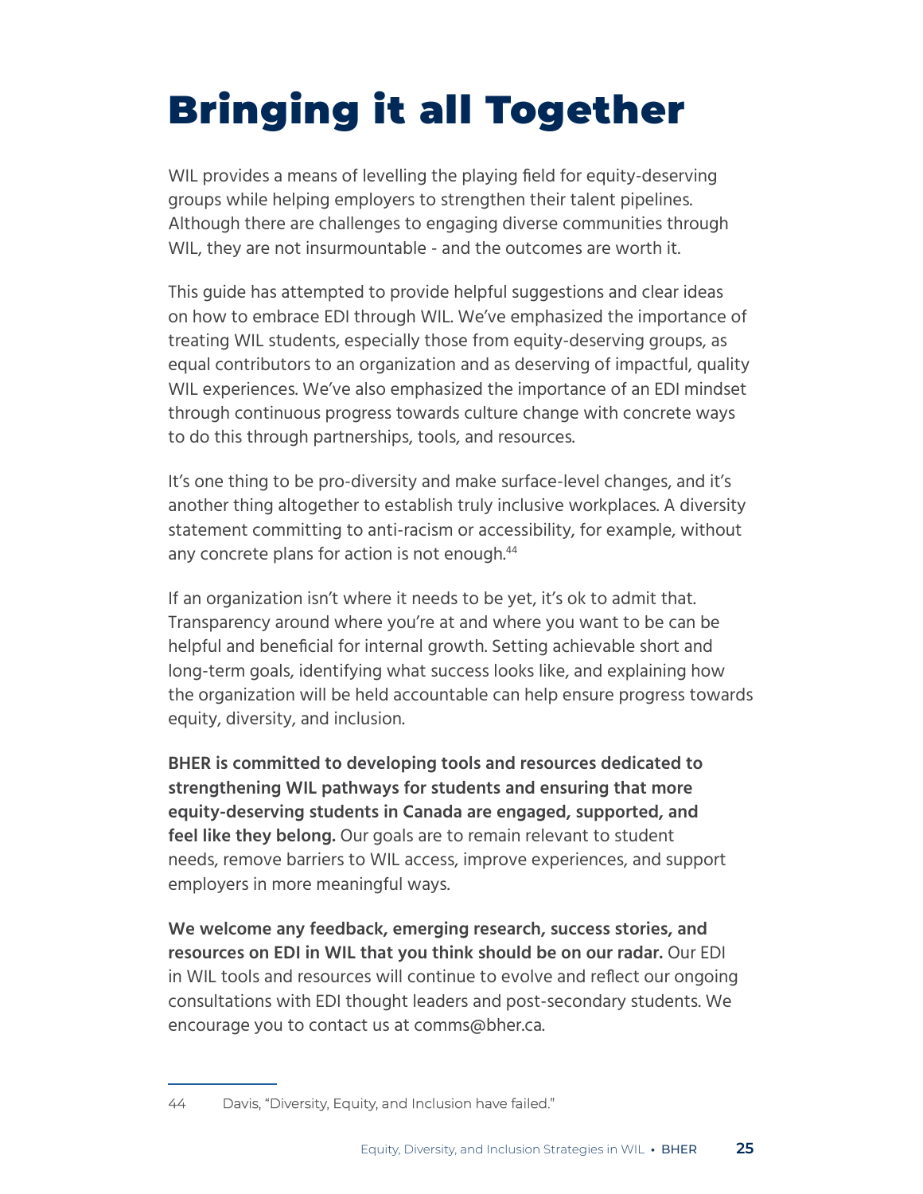# Bringing it all Together

WIL provides a means of levelling the playing field for equity-deserving groups while helping employers to strengthen their talent pipelines. Although there are challenges to engaging diverse communities through WIL, they are not insurmountable - and the outcomes are worth it.

This guide has attempted to provide helpful suggestions and clear ideas on how to embrace EDI through WIL. We've emphasized the importance of treating WIL students, especially those from equity-deserving groups, as equal contributors to an organization and as deserving of impactful, quality WIL experiences. We've also emphasized the importance of an EDI mindset through continuous progress towards culture change with concrete ways to do this through partnerships, tools, and resources.

It's one thing to be pro-diversity and make surface-level changes, and it's another thing altogether to establish truly inclusive workplaces. A diversity statement committing to anti-racism or accessibility, for example, without any concrete plans for action is not enough.[44]

If an organization isn't where it needs to be yet, it's ok to admit that. Transparency around where you're at and where you want to be can be helpful and beneficial for internal growth. Setting achievable short and long-term goals, identifying what success looks like, and explaining how the organization will be held accountable can help ensure progress towards equity, diversity, and inclusion.

**BHER is committed to developing tools and resources dedicated to strengthening WIL pathways for students and ensuring that more equity-deserving students in Canada are engaged, supported, and feel like they belong.** Our goals are to remain relevant to student needs, remove barriers to WIL access, improve experiences, and support employers in more meaningful ways.

**We welcome any feedback, emerging research, success stories, and resources on EDI in WIL that you think should be on our radar.** Our EDI in WIL tools and resources will continue to evolve and reflect our ongoing consultations with EDI thought leaders and post-secondary students. We encourage you to contact us at comms@bher.ca.

---

44 Davis, "Diversity, Equity, and Inclusion have failed."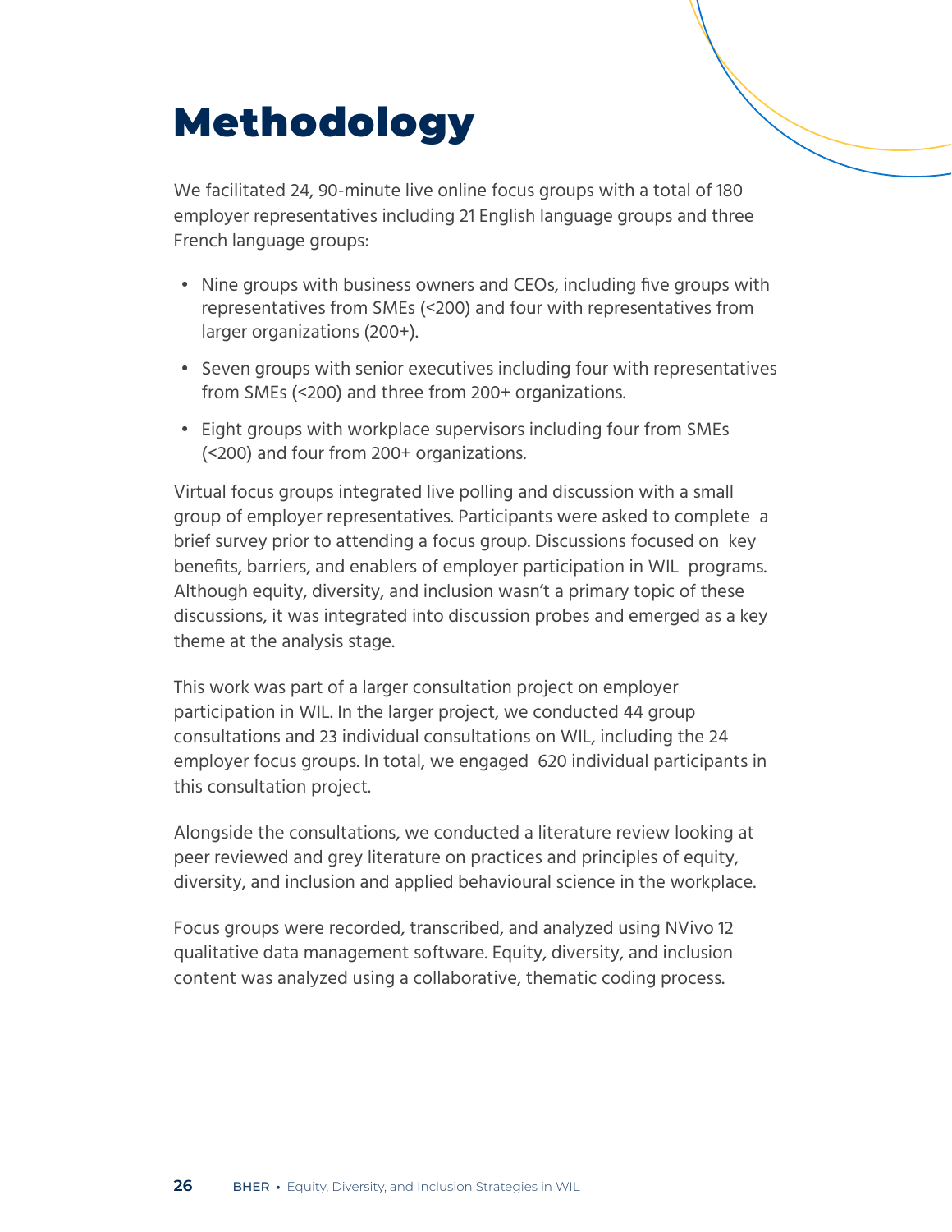# Methodology

We facilitated 24, 90-minute live online focus groups with a total of 180 employer representatives including 21 English language groups and three French language groups:

- Nine groups with business owners and CEOs, including five groups with representatives from SMEs (<200) and four with representatives from larger organizations (200+).
- Seven groups with senior executives including four with representatives from SMEs (<200) and three from 200+ organizations.
- Eight groups with workplace supervisors including four from SMEs (<200) and four from 200+ organizations.

Virtual focus groups integrated live polling and discussion with a small group of employer representatives. Participants were asked to complete a brief survey prior to attending a focus group. Discussions focused on key benefits, barriers, and enablers of employer participation in WIL programs. Although equity, diversity, and inclusion wasn't a primary topic of these discussions, it was integrated into discussion probes and emerged as a key theme at the analysis stage.

This work was part of a larger consultation project on employer participation in WIL. In the larger project, we conducted 44 group consultations and 23 individual consultations on WIL, including the 24 employer focus groups. In total, we engaged 620 individual participants in this consultation project.

Alongside the consultations, we conducted a literature review looking at peer reviewed and grey literature on practices and principles of equity, diversity, and inclusion and applied behavioural science in the workplace.

Focus groups were recorded, transcribed, and analyzed using NVivo 12 qualitative data management software. Equity, diversity, and inclusion content was analyzed using a collaborative, thematic coding process.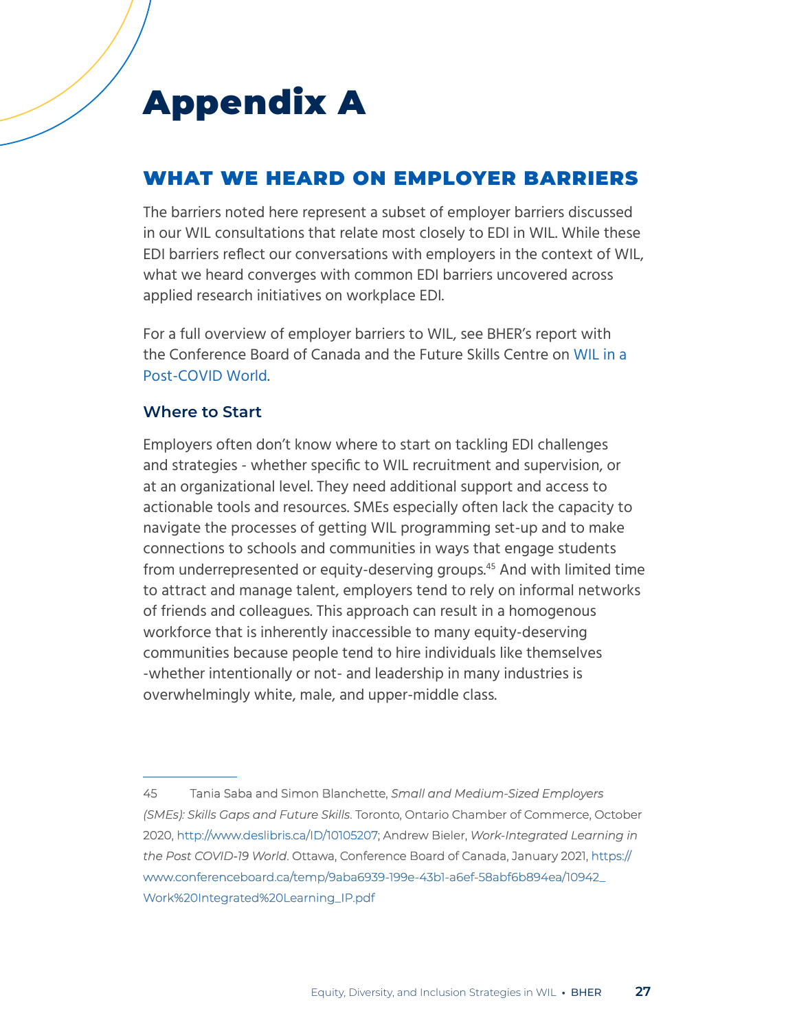# Appendix A

## WHAT WE HEARD ON EMPLOYER BARRIERS

The barriers noted here represent a subset of employer barriers discussed in our WIL consultations that relate most closely to EDI in WIL. While these EDI barriers reflect our conversations with employers in the context of WIL, what we heard converges with common EDI barriers uncovered across applied research initiatives on workplace EDI.

For a full overview of employer barriers to WIL, see BHER's report with the Conference Board of Canada and the Future Skills Centre on WIL in a Post-COVID World.

### Where to Start

Employers often don't know where to start on tackling EDI challenges and strategies - whether specific to WIL recruitment and supervision, or at an organizational level. They need additional support and access to actionable tools and resources. SMEs especially often lack the capacity to navigate the processes of getting WIL programming set-up and to make connections to schools and communities in ways that engage students from underrepresented or equity-deserving groups.[45] And with limited time to attract and manage talent, employers tend to rely on informal networks of friends and colleagues. This approach can result in a homogenous workforce that is inherently inaccessible to many equity-deserving communities because people tend to hire individuals like themselves -whether intentionally or not- and leadership in many industries is overwhelmingly white, male, and upper-middle class.

---

45 Tania Saba and Simon Blanchette, *Small and Medium-Sized Employers (SMEs): Skills Gaps and Future Skills*. Toronto, Ontario Chamber of Commerce, October 2020, http://www.deslibris.ca/ID/10105207; Andrew Bieler, *Work-Integrated Learning in the Post COVID-19 World*. Ottawa, Conference Board of Canada, January 2021, https://www.conferenceboard.ca/temp/9aba6939-199e-43b1-a6ef-58abf6b894ea/10942_Work%20Integrated%20Learning_IP.pdf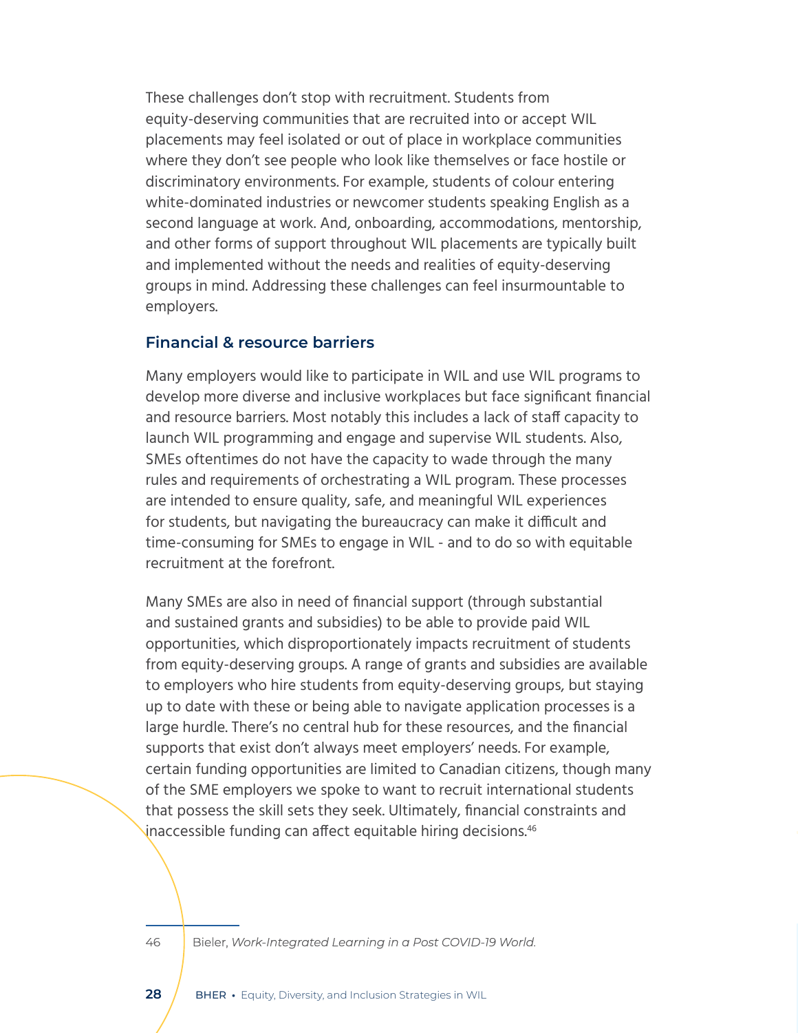These challenges don't stop with recruitment. Students from equity-deserving communities that are recruited into or accept WIL placements may feel isolated or out of place in workplace communities where they don't see people who look like themselves or face hostile or discriminatory environments. For example, students of colour entering white-dominated industries or newcomer students speaking English as a second language at work. And, onboarding, accommodations, mentorship, and other forms of support throughout WIL placements are typically built and implemented without the needs and realities of equity-deserving groups in mind. Addressing these challenges can feel insurmountable to employers.

### Financial & resource barriers

Many employers would like to participate in WIL and use WIL programs to develop more diverse and inclusive workplaces but face significant financial and resource barriers. Most notably this includes a lack of staff capacity to launch WIL programming and engage and supervise WIL students. Also, SMEs oftentimes do not have the capacity to wade through the many rules and requirements of orchestrating a WIL program. These processes are intended to ensure quality, safe, and meaningful WIL experiences for students, but navigating the bureaucracy can make it difficult and time-consuming for SMEs to engage in WIL - and to do so with equitable recruitment at the forefront.

Many SMEs are also in need of financial support (through substantial and sustained grants and subsidies) to be able to provide paid WIL opportunities, which disproportionately impacts recruitment of students from equity-deserving groups. A range of grants and subsidies are available to employers who hire students from equity-deserving groups, but staying up to date with these or being able to navigate application processes is a large hurdle. There's no central hub for these resources, and the financial supports that exist don't always meet employers' needs. For example, certain funding opportunities are limited to Canadian citizens, though many of the SME employers we spoke to want to recruit international students that possess the skill sets they seek. Ultimately, financial constraints and inaccessible funding can affect equitable hiring decisions.[46]

---

46 Bieler, *Work-Integrated Learning in a Post COVID-19 World.*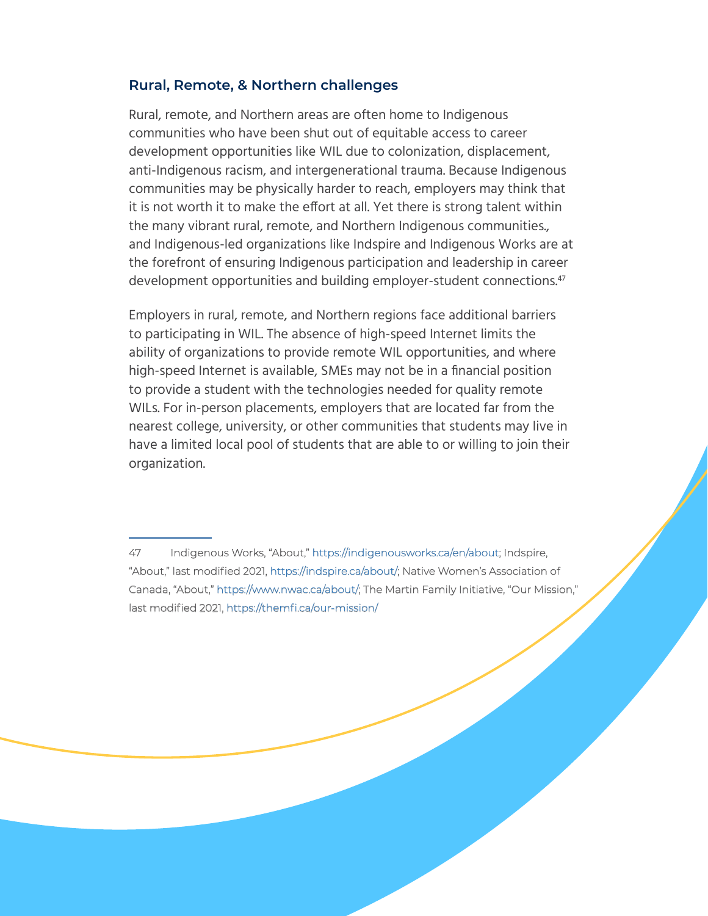### Rural, Remote, & Northern challenges

Rural, remote, and Northern areas are often home to Indigenous communities who have been shut out of equitable access to career development opportunities like WIL due to colonization, displacement, anti-Indigenous racism, and intergenerational trauma. Because Indigenous communities may be physically harder to reach, employers may think that it is not worth it to make the effort at all. Yet there is strong talent within the many vibrant rural, remote, and Northern Indigenous communities., and Indigenous-led organizations like Indspire and Indigenous Works are at the forefront of ensuring Indigenous participation and leadership in career development opportunities and building employer-student connections.[47]

Employers in rural, remote, and Northern regions face additional barriers to participating in WIL. The absence of high-speed Internet limits the ability of organizations to provide remote WIL opportunities, and where high-speed Internet is available, SMEs may not be in a financial position to provide a student with the technologies needed for quality remote WILs. For in-person placements, employers that are located far from the nearest college, university, or other communities that students may live in have a limited local pool of students that are able to or willing to join their organization.

---

47 Indigenous Works, "About," https://indigenousworks.ca/en/about; Indspire, "About," last modified 2021, https://indspire.ca/about/; Native Women's Association of Canada, "About," https://www.nwac.ca/about/; The Martin Family Initiative, "Our Mission," last modified 2021, https://themfi.ca/our-mission/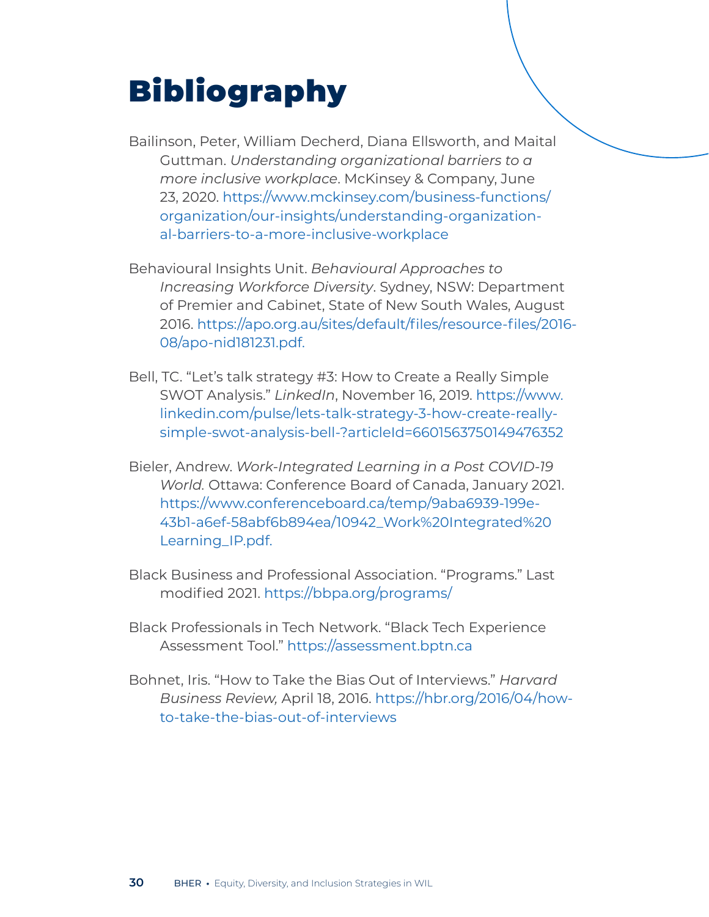# Bibliography

Bailinson, Peter, William Decherd, Diana Ellsworth, and Maital Guttman. *Understanding organizational barriers to a more inclusive workplace*. McKinsey & Company, June 23, 2020. https://www.mckinsey.com/business-functions/organization/our-insights/understanding-organizational-barriers-to-a-more-inclusive-workplace

Behavioural Insights Unit. *Behavioural Approaches to Increasing Workforce Diversity*. Sydney, NSW: Department of Premier and Cabinet, State of New South Wales, August 2016. https://apo.org.au/sites/default/files/resource-files/2016-08/apo-nid181231.pdf.

Bell, TC. "Let's talk strategy #3: How to Create a Really Simple SWOT Analysis." *LinkedIn*, November 16, 2019. https://www.linkedin.com/pulse/lets-talk-strategy-3-how-create-really-simple-swot-analysis-bell-?articleId=6601563750149476352

Bieler, Andrew. *Work-Integrated Learning in a Post COVID-19 World.* Ottawa: Conference Board of Canada, January 2021. https://www.conferenceboard.ca/temp/9aba6939-199e-43b1-a6ef-58abf6b894ea/10942_Work%20Integrated%20Learning_IP.pdf.

Black Business and Professional Association. "Programs." Last modified 2021. https://bbpa.org/programs/

Black Professionals in Tech Network. "Black Tech Experience Assessment Tool." https://assessment.bptn.ca

Bohnet, Iris. "How to Take the Bias Out of Interviews." *Harvard Business Review,* April 18, 2016. https://hbr.org/2016/04/how-to-take-the-bias-out-of-interviews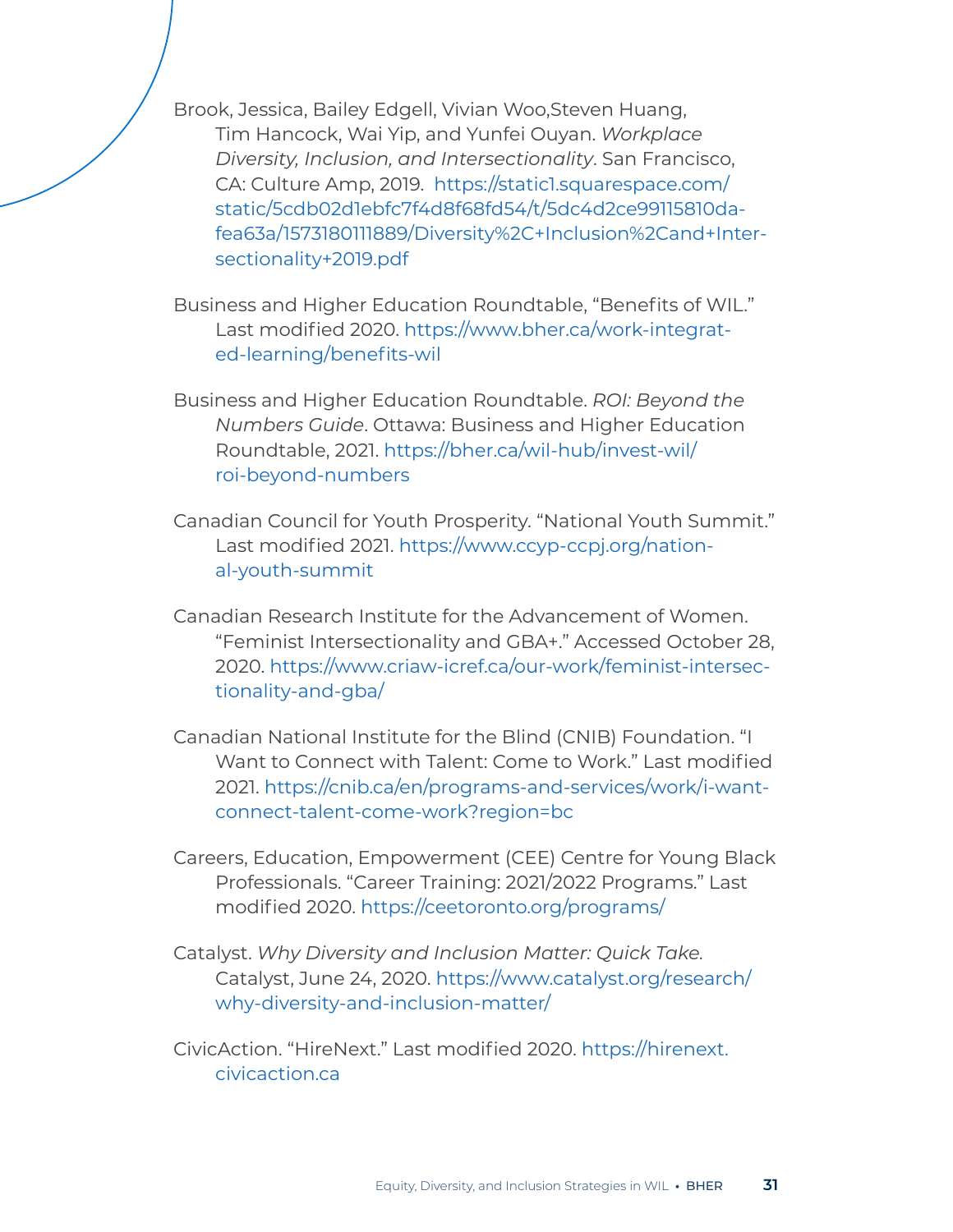Brook, Jessica, Bailey Edgell, Vivian Woo,Steven Huang, Tim Hancock, Wai Yip, and Yunfei Ouyan. *Workplace Diversity, Inclusion, and Intersectionality*. San Francisco, CA: Culture Amp, 2019. https://static1.squarespace.com/static/5cdb02d1ebfc7f4d8f68fd54/t/5dc4d2ce99115810dafea63a/1573180111889/Diversity%2C+Inclusion%2Cand+Intersectionality+2019.pdf

Business and Higher Education Roundtable, "Benefits of WIL." Last modified 2020. https://www.bher.ca/work-integrated-learning/benefits-wil

Business and Higher Education Roundtable. *ROI: Beyond the Numbers Guide*. Ottawa: Business and Higher Education Roundtable, 2021. https://bher.ca/wil-hub/invest-wil/roi-beyond-numbers

Canadian Council for Youth Prosperity. "National Youth Summit." Last modified 2021. https://www.ccyp-ccpj.org/national-youth-summit

Canadian Research Institute for the Advancement of Women. "Feminist Intersectionality and GBA+." Accessed October 28, 2020. https://www.criaw-icref.ca/our-work/feminist-intersectionality-and-gba/

Canadian National Institute for the Blind (CNIB) Foundation. "I Want to Connect with Talent: Come to Work." Last modified 2021. https://cnib.ca/en/programs-and-services/work/i-want-connect-talent-come-work?region=bc

Careers, Education, Empowerment (CEE) Centre for Young Black Professionals. "Career Training: 2021/2022 Programs." Last modified 2020. https://ceetoronto.org/programs/

Catalyst. *Why Diversity and Inclusion Matter: Quick Take.* Catalyst, June 24, 2020. https://www.catalyst.org/research/why-diversity-and-inclusion-matter/

CivicAction. "HireNext." Last modified 2020. https://hirenext.civicaction.ca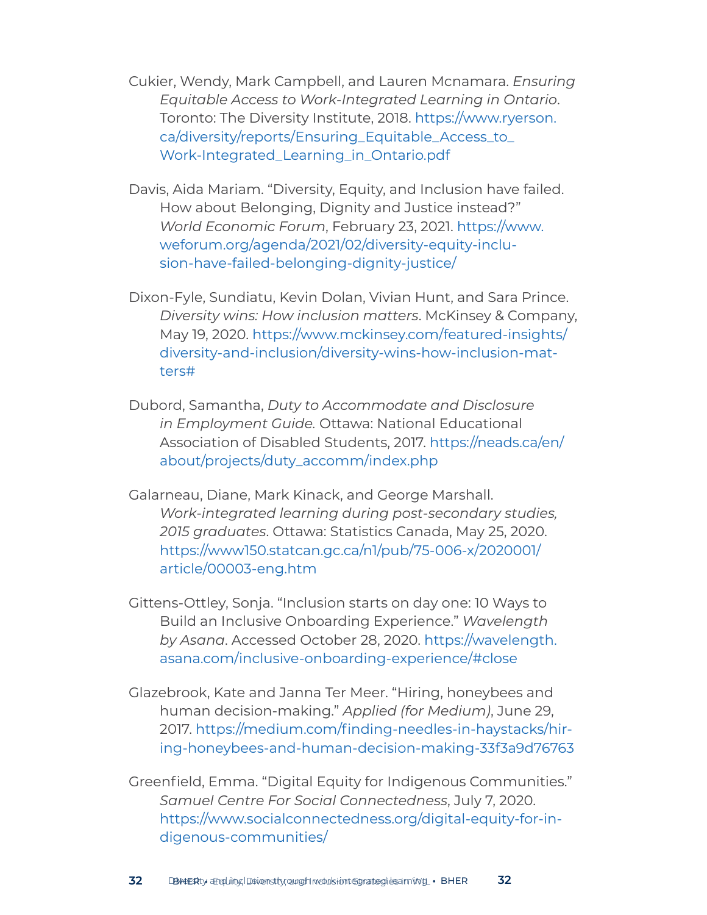Cukier, Wendy, Mark Campbell, and Lauren Mcnamara. *Ensuring Equitable Access to Work-Integrated Learning in Ontario*. Toronto: The Diversity Institute, 2018. https://www.ryerson.ca/diversity/reports/Ensuring_Equitable_Access_to_Work-Integrated_Learning_in_Ontario.pdf

Davis, Aida Mariam. "Diversity, Equity, and Inclusion have failed. How about Belonging, Dignity and Justice instead?" *World Economic Forum*, February 23, 2021. https://www.weforum.org/agenda/2021/02/diversity-equity-inclusion-have-failed-belonging-dignity-justice/

Dixon-Fyle, Sundiatu, Kevin Dolan, Vivian Hunt, and Sara Prince. *Diversity wins: How inclusion matters*. McKinsey & Company, May 19, 2020. https://www.mckinsey.com/featured-insights/diversity-and-inclusion/diversity-wins-how-inclusion-matters#

Dubord, Samantha, *Duty to Accommodate and Disclosure in Employment Guide*. Ottawa: National Educational Association of Disabled Students, 2017. https://neads.ca/en/about/projects/duty_accomm/index.php

Galarneau, Diane, Mark Kinack, and George Marshall. *Work-integrated learning during post-secondary studies, 2015 graduates*. Ottawa: Statistics Canada, May 25, 2020. https://www150.statcan.gc.ca/n1/pub/75-006-x/2020001/article/00003-eng.htm

Gittens-Ottley, Sonja. "Inclusion starts on day one: 10 Ways to Build an Inclusive Onboarding Experience." *Wavelength by Asana*. Accessed October 28, 2020. https://wavelength.asana.com/inclusive-onboarding-experience/#close

Glazebrook, Kate and Janna Ter Meer. "Hiring, honeybees and human decision-making." *Applied (for Medium)*, June 29, 2017. https://medium.com/finding-needles-in-haystacks/hiring-honeybees-and-human-decision-making-33f3a9d76763

Greenfield, Emma. "Digital Equity for Indigenous Communities." *Samuel Centre For Social Connectedness*, July 7, 2020. https://www.socialconnectedness.org/digital-equity-for-indigenous-communities/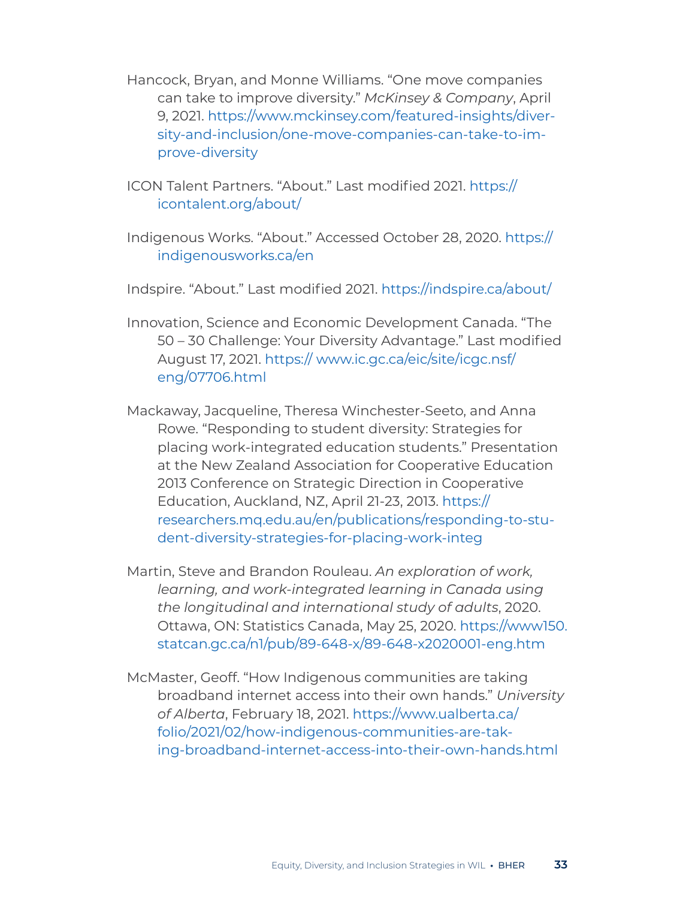Hancock, Bryan, and Monne Williams. "One move companies can take to improve diversity." *McKinsey & Company*, April 9, 2021. https://www.mckinsey.com/featured-insights/diversity-and-inclusion/one-move-companies-can-take-to-improve-diversity

ICON Talent Partners. "About." Last modified 2021. https://icontalent.org/about/

Indigenous Works. "About." Accessed October 28, 2020. https://indigenousworks.ca/en

Indspire. "About." Last modified 2021. https://indspire.ca/about/

Innovation, Science and Economic Development Canada. "The 50 – 30 Challenge: Your Diversity Advantage." Last modified August 17, 2021. https:// www.ic.gc.ca/eic/site/icgc.nsf/eng/07706.html

Mackaway, Jacqueline, Theresa Winchester-Seeto, and Anna Rowe. "Responding to student diversity: Strategies for placing work-integrated education students." Presentation at the New Zealand Association for Cooperative Education 2013 Conference on Strategic Direction in Cooperative Education, Auckland, NZ, April 21-23, 2013. https://researchers.mq.edu.au/en/publications/responding-to-student-diversity-strategies-for-placing-work-integ

Martin, Steve and Brandon Rouleau. *An exploration of work, learning, and work-integrated learning in Canada using the longitudinal and international study of adults*, 2020. Ottawa, ON: Statistics Canada, May 25, 2020. https://www150.statcan.gc.ca/n1/pub/89-648-x/89-648-x2020001-eng.htm

McMaster, Geoff. "How Indigenous communities are taking broadband internet access into their own hands." *University of Alberta*, February 18, 2021. https://www.ualberta.ca/folio/2021/02/how-indigenous-communities-are-taking-broadband-internet-access-into-their-own-hands.html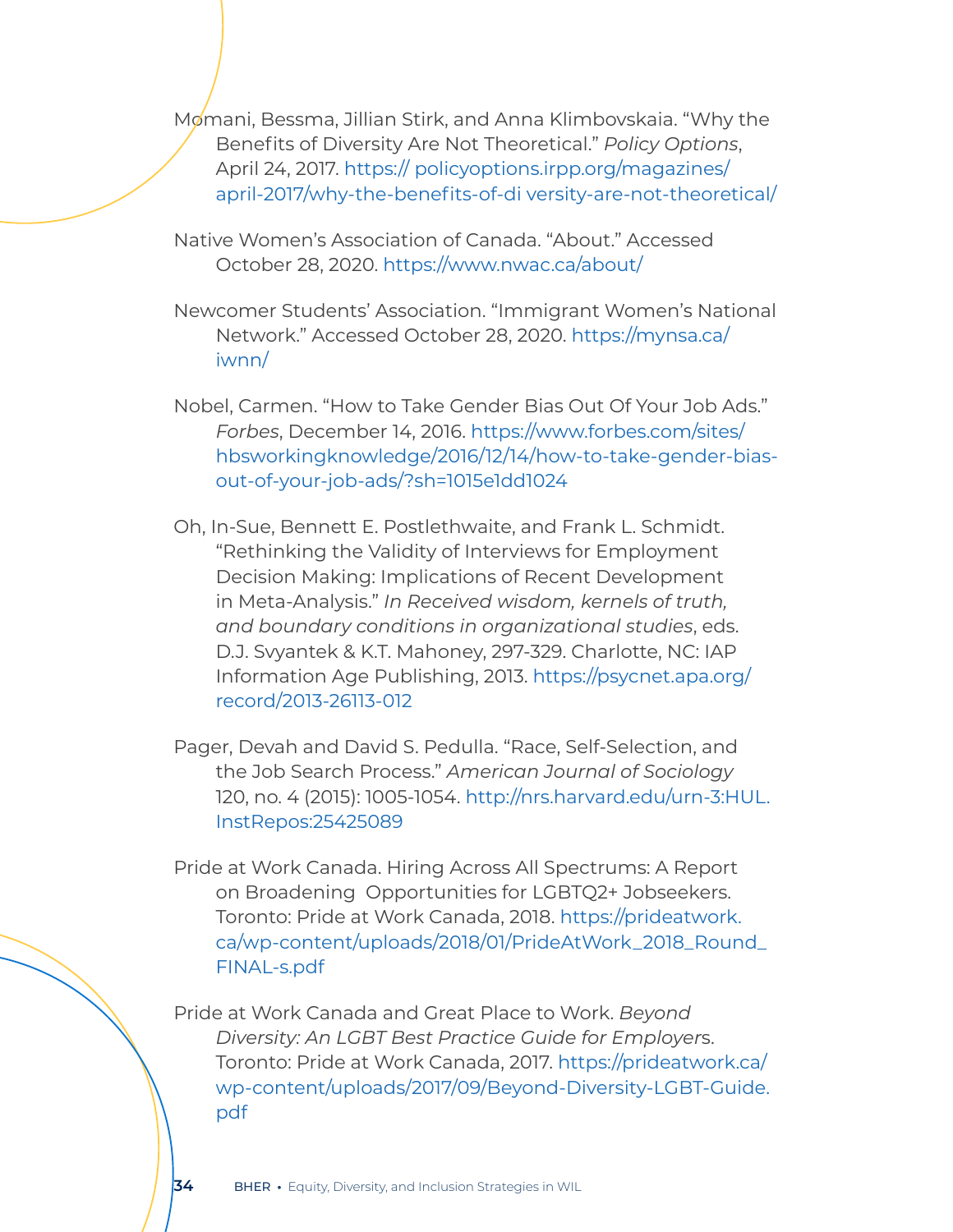Momani, Bessma, Jillian Stirk, and Anna Klimbovskaia. “Why the Benefits of Diversity Are Not Theoretical.” *Policy Options*, April 24, 2017. https:// policyoptions.irpp.org/magazines/april-2017/why-the-benefits-of-di versity-are-not-theoretical/

Native Women’s Association of Canada. “About.” Accessed October 28, 2020. https://www.nwac.ca/about/

Newcomer Students’ Association. “Immigrant Women’s National Network.” Accessed October 28, 2020. https://mynsa.ca/iwnn/

Nobel, Carmen. “How to Take Gender Bias Out Of Your Job Ads.” *Forbes*, December 14, 2016. https://www.forbes.com/sites/hbsworkingknowledge/2016/12/14/how-to-take-gender-bias-out-of-your-job-ads/?sh=1015e1dd1024

Oh, In-Sue, Bennett E. Postlethwaite, and Frank L. Schmidt. “Rethinking the Validity of Interviews for Employment Decision Making: Implications of Recent Development in Meta-Analysis.” *In Received wisdom, kernels of truth, and boundary conditions in organizational studies*, eds. D.J. Svyantek & K.T. Mahoney, 297-329. Charlotte, NC: IAP Information Age Publishing, 2013. https://psycnet.apa.org/record/2013-26113-012

Pager, Devah and David S. Pedulla. “Race, Self-Selection, and the Job Search Process.” *American Journal of Sociology* 120, no. 4 (2015): 1005-1054. http://nrs.harvard.edu/urn-3:HUL.InstRepos:25425089

Pride at Work Canada. Hiring Across All Spectrums: A Report on Broadening Opportunities for LGBTQ2+ Jobseekers. Toronto: Pride at Work Canada, 2018. https://prideatwork.ca/wp-content/uploads/2018/01/PrideAtWork_2018_Round_FINAL-s.pdf

Pride at Work Canada and Great Place to Work. *Beyond Diversity: An LGBT Best Practice Guide for Employers*. Toronto: Pride at Work Canada, 2017. https://prideatwork.ca/wp-content/uploads/2017/09/Beyond-Diversity-LGBT-Guide.pdf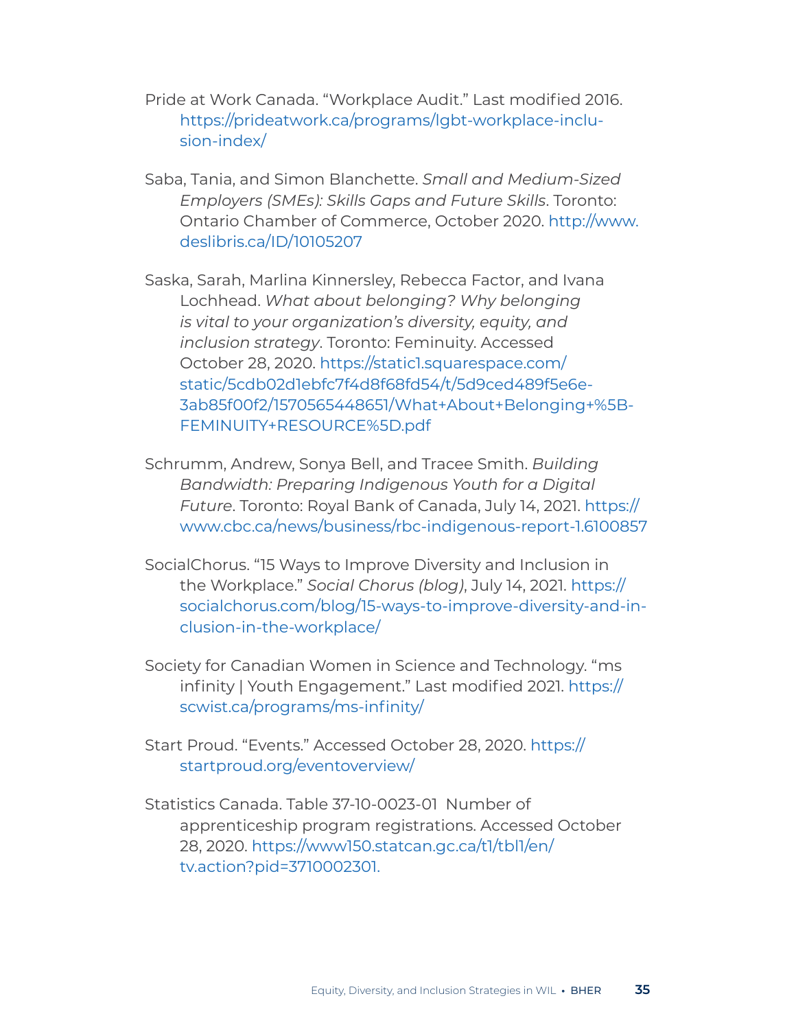Pride at Work Canada. "Workplace Audit." Last modified 2016. https://prideatwork.ca/programs/lgbt-workplace-inclusion-index/

Saba, Tania, and Simon Blanchette. *Small and Medium-Sized Employers (SMEs): Skills Gaps and Future Skills*. Toronto: Ontario Chamber of Commerce, October 2020. http://www.deslibris.ca/ID/10105207

Saska, Sarah, Marlina Kinnersley, Rebecca Factor, and Ivana Lochhead. *What about belonging? Why belonging is vital to your organization's diversity, equity, and inclusion strategy*. Toronto: Feminuity. Accessed October 28, 2020. https://static1.squarespace.com/static/5cdb02d1ebfc7f4d8f68fd54/t/5d9ced489f5e6e3ab85f00f2/1570565448651/What+About+Belonging+%5B-FEMINUITY+RESOURCE%5D.pdf

Schrumm, Andrew, Sonya Bell, and Tracee Smith. *Building Bandwidth: Preparing Indigenous Youth for a Digital Future*. Toronto: Royal Bank of Canada, July 14, 2021. https://www.cbc.ca/news/business/rbc-indigenous-report-1.6100857

SocialChorus. "15 Ways to Improve Diversity and Inclusion in the Workplace." *Social Chorus (blog)*, July 14, 2021. https://socialchorus.com/blog/15-ways-to-improve-diversity-and-inclusion-in-the-workplace/

Society for Canadian Women in Science and Technology. "ms infinity | Youth Engagement." Last modified 2021. https://scwist.ca/programs/ms-infinity/

Start Proud. "Events." Accessed October 28, 2020. https://startproud.org/eventoverview/

Statistics Canada. Table 37-10-0023-01 Number of apprenticeship program registrations. Accessed October 28, 2020. https://www150.statcan.gc.ca/t1/tbl1/en/tv.action?pid=3710002301.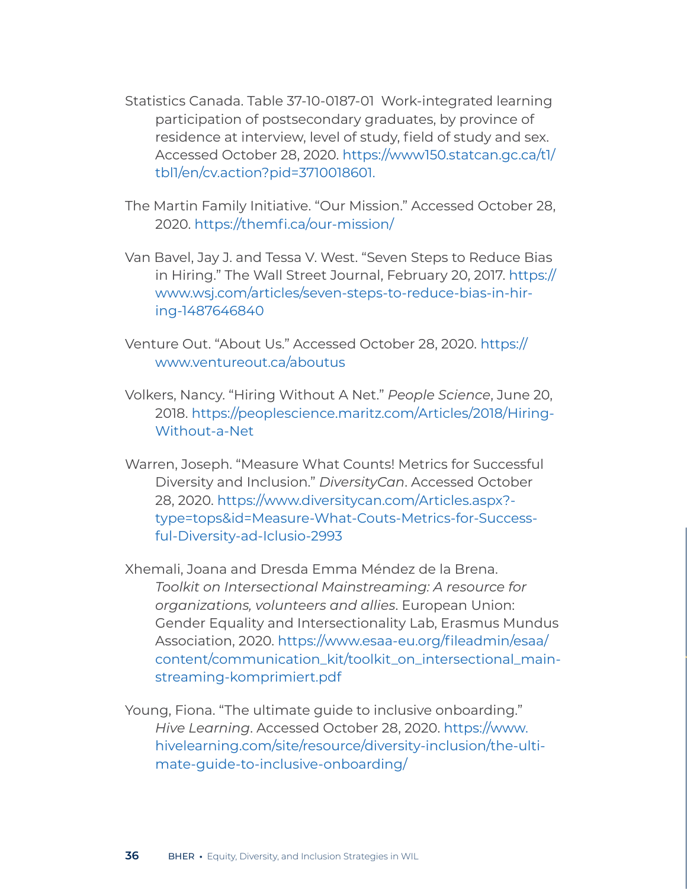Statistics Canada. Table 37-10-0187-01 Work-integrated learning participation of postsecondary graduates, by province of residence at interview, level of study, field of study and sex. Accessed October 28, 2020. https://www150.statcan.gc.ca/t1/tbl1/en/cv.action?pid=3710018601.

The Martin Family Initiative. "Our Mission." Accessed October 28, 2020. https://themfi.ca/our-mission/

Van Bavel, Jay J. and Tessa V. West. "Seven Steps to Reduce Bias in Hiring." The Wall Street Journal, February 20, 2017. https://www.wsj.com/articles/seven-steps-to-reduce-bias-in-hiring-1487646840

Venture Out. "About Us." Accessed October 28, 2020. https://www.ventureout.ca/aboutus

Volkers, Nancy. "Hiring Without A Net." *People Science*, June 20, 2018. https://peoplescience.maritz.com/Articles/2018/Hiring-Without-a-Net

Warren, Joseph. "Measure What Counts! Metrics for Successful Diversity and Inclusion." *DiversityCan*. Accessed October 28, 2020. https://www.diversitycan.com/Articles.aspx?-type=tops&id=Measure-What-Couts-Metrics-for-Successful-Diversity-ad-Iclusio-2993

Xhemali, Joana and Dresda Emma Méndez de la Brena. *Toolkit on Intersectional Mainstreaming: A resource for organizations, volunteers and allies*. European Union: Gender Equality and Intersectionality Lab, Erasmus Mundus Association, 2020. https://www.esaa-eu.org/fileadmin/esaa/content/communication_kit/toolkit_on_intersectional_mainstreaming-komprimiert.pdf

Young, Fiona. "The ultimate guide to inclusive onboarding." *Hive Learning*. Accessed October 28, 2020. https://www.hivelearning.com/site/resource/diversity-inclusion/the-ultimate-guide-to-inclusive-onboarding/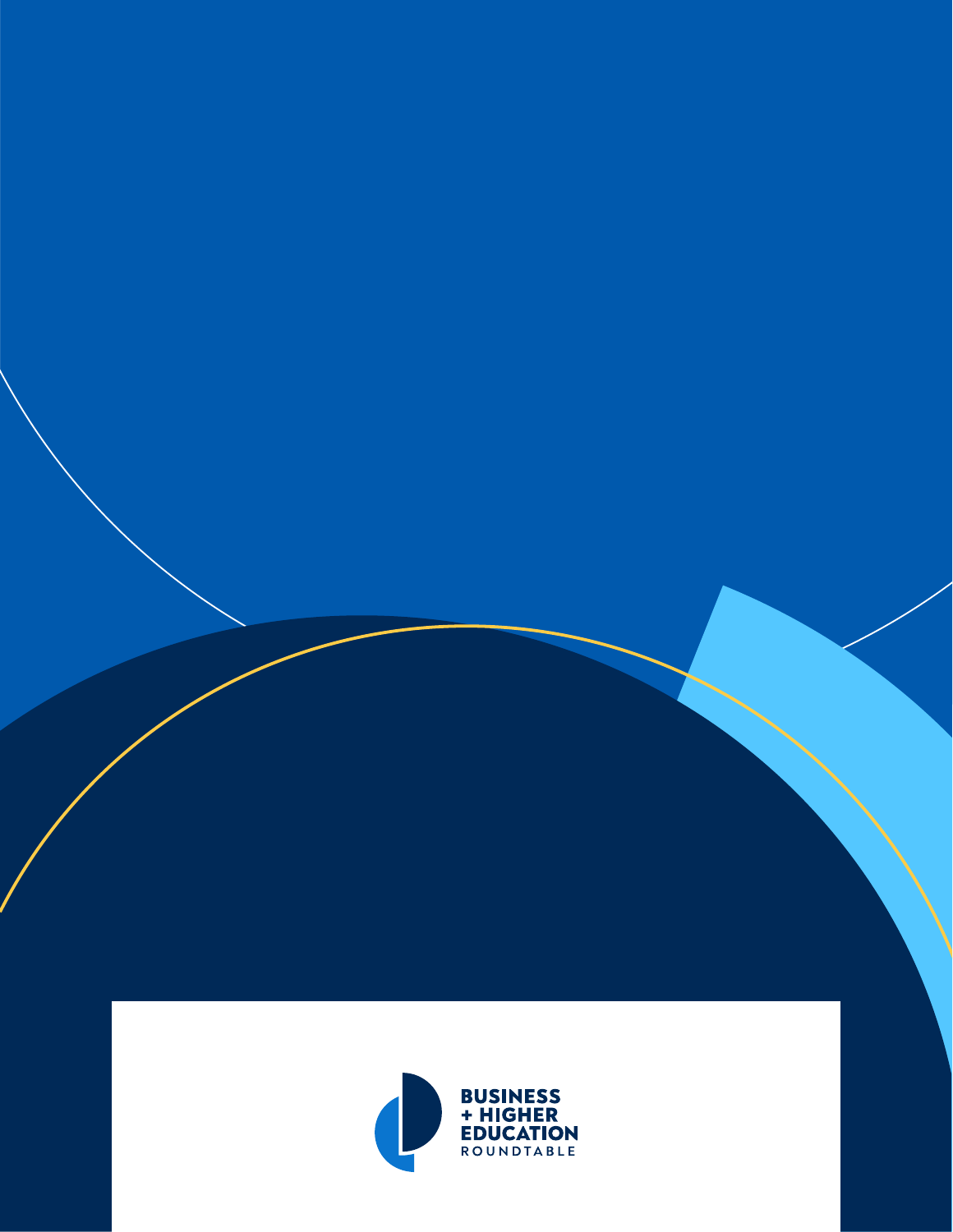BUSINESS
+ HIGHER
EDUCATION
ROUNDTABLE